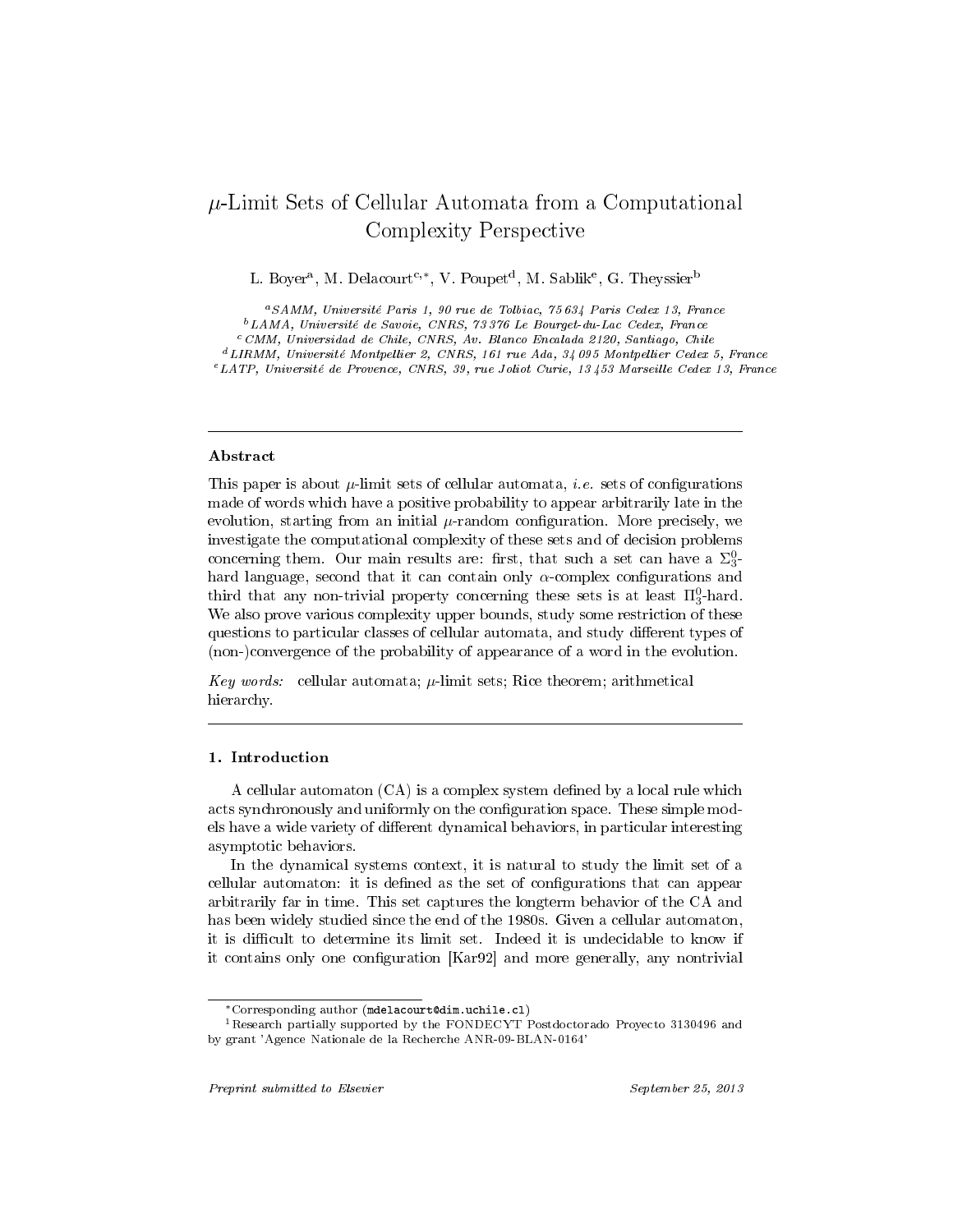# $\mu$-Limit Sets of Cellular Automata from a Computational Complexity Perspective

L. Boyer[a], M. Delacourt[c,*], V. Poupet[d], M. Sablik[e], G. Theyssier[b]

[a] *SAMM, Université Paris 1, 90 rue de Tolbiac, 75 634 Paris Cedex 13, France*
[b] *LAMA, Université de Savoie, CNRS, 73 376 Le Bourget-du-Lac Cedex, France*
[c] *CMM, Universidad de Chile, CNRS, Av. Blanco Encalada 2120, Santiago, Chile*
[d] *LIRMM, Université Montpellier 2, CNRS, 161 rue Ada, 34 095 Montpellier Cedex 5, France*
[e] *LATP, Université de Provence, CNRS, 39, rue Joliot Curie, 13 453 Marseille Cedex 13, France*

---

### Abstract

This paper is about $\mu$-limit sets of cellular automata, *i.e.* sets of configurations made of words which have a positive probability to appear arbitrarily late in the evolution, starting from an initial $\mu$-random configuration. More precisely, we investigate the computational complexity of these sets and of decision problems concerning them. Our main results are: first, that such a set can have a $\Sigma_3^0$-hard language, second that it can contain only $\alpha$-complex configurations and third that any non-trivial property concerning these sets is at least $\Pi_3^0$-hard. We also prove various complexity upper bounds, study some restriction of these questions to particular classes of cellular automata, and study different types of (non-)convergence of the probability of appearance of a word in the evolution.

*Key words:* cellular automata; $\mu$-limit sets; Rice theorem; arithmetical hierarchy.

---

### 1. Introduction

A cellular automaton (CA) is a complex system defined by a local rule which acts synchronously and uniformly on the configuration space. These simple models have a wide variety of different dynamical behaviors, in particular interesting asymptotic behaviors.

In the dynamical systems context, it is natural to study the limit set of a cellular automaton: it is defined as the set of configurations that can appear arbitrarily far in time. This set captures the longterm behavior of the CA and has been widely studied since the end of the 1980s. Given a cellular automaton, it is difficult to determine its limit set. Indeed it is undecidable to know if it contains only one configuration [Kar92] and more generally, any nontrivial

---

*Corresponding author (`mdelacourt@dim.uchile.cl`)

[1] Research partially supported by the FONDECYT Postdoctorado Proyecto 3130496 and by grant 'Agence Nationale de la Recherche ANR-09-BLAN-0164'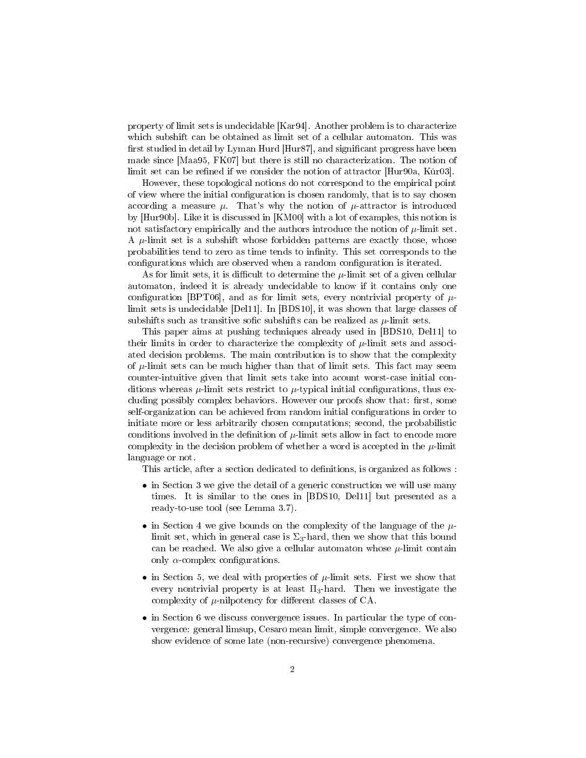property of limit sets is undecidable [Kar94]. Another problem is to characterize which subshift can be obtained as limit set of a cellular automaton. This was first studied in detail by Lyman Hurd [Hur87], and significant progress have been made since [Maa95, FK07] but there is still no characterization. The notion of limit set can be refined if we consider the notion of attractor [Hur90a, Kůr03].

However, these topological notions do not correspond to the empirical point of view where the initial configuration is chosen randomly, that is to say chosen according a measure $\mu$. That's why the notion of $\mu$-attractor is introduced by [Hur90b]. Like it is discussed in [KM00] with a lot of examples, this notion is not satisfactory empirically and the authors introduce the notion of $\mu$-limit set. A $\mu$-limit set is a subshift whose forbidden patterns are exactly those, whose probabilities tend to zero as time tends to infinity. This set corresponds to the configurations which are observed when a random configuration is iterated.

As for limit sets, it is difficult to determine the $\mu$-limit set of a given cellular automaton, indeed it is already undecidable to know if it contains only one configuration [BPT06], and as for limit sets, every nontrivial property of $\mu$-limit sets is undecidable [Del11]. In [BDS10], it was shown that large classes of subshifts such as transitive sofic subshifts can be realized as $\mu$-limit sets.

This paper aims at pushing techniques already used in [BDS10, Del11] to their limits in order to characterize the complexity of $\mu$-limit sets and associated decision problems. The main contribution is to show that the complexity of $\mu$-limit sets can be much higher than that of limit sets. This fact may seem counter-intuitive given that limit sets take into acount worst-case initial conditions whereas $\mu$-limit sets restrict to $\mu$-typical initial configurations, thus excluding possibly complex behaviors. However our proofs show that: first, some self-organization can be achieved from random initial configurations in order to initiate more or less arbitrarily chosen computations; second, the probabilistic conditions involved in the definition of $\mu$-limit sets allow in fact to encode more complexity in the decision problem of whether a word is accepted in the $\mu$-limit language or not.

This article, after a section dedicated to definitions, is organized as follows :

- in Section 3 we give the detail of a generic construction we will use many times. It is similar to the ones in [BDS10, Del11] but presented as a ready-to-use tool (see Lemma 3.7).
- in Section 4 we give bounds on the complexity of the language of the $\mu$-limit set, which in general case is $\Sigma_3$-hard, then we show that this bound can be reached. We also give a cellular automaton whose $\mu$-limit contain only $\alpha$-complex configurations.
- in Section 5, we deal with properties of $\mu$-limit sets. First we show that every nontrivial property is at least $\Pi_3$-hard. Then we investigate the complexity of $\mu$-nilpotency for different classes of CA.
- in Section 6 we discuss convergence issues. In particular the type of convergence: general limsup, Cesaro mean limit, simple convergence. We also show evidence of some late (non-recursive) convergence phenomena.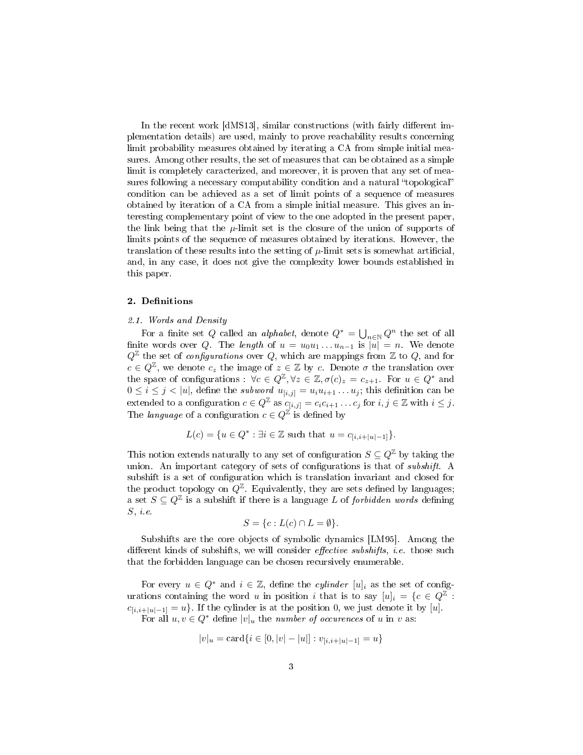In the recent work [dMS13], similar constructions (with fairly different implementation details) are used, mainly to prove reachability results concerning limit probability measures obtained by iterating a CA from simple initial measures. Among other results, the set of measures that can be obtained as a simple limit is completely caracterized, and moreover, it is proven that any set of measures following a necessary computability condition and a natural "topological" condition can be achieved as a set of limit points of a sequence of measures obtained by iteration of a CA from a simple initial measure. This gives an interesting complementary point of view to the one adopted in the present paper, the link being that the $\mu$-limit set is the closure of the union of supports of limits points of the sequence of measures obtained by iterations. However, the translation of these results into the setting of $\mu$-limit sets is somewhat artificial, and, in any case, it does not give the complexity lower bounds established in this paper.

## 2. Definitions

### 2.1. Words and Density

For a finite set $Q$ called an *alphabet*, denote $Q^* = \bigcup_{n\in\mathbb{N}} Q^n$ the set of all finite words over $Q$. The *length* of $u = u_0u_1\dots u_{n-1}$ is $|u| = n$. We denote $Q^{\mathbb{Z}}$ the set of *configurations* over $Q$, which are mappings from $\mathbb{Z}$ to $Q$, and for $c \in Q^{\mathbb{Z}}$, we denote $c_z$ the image of $z \in \mathbb{Z}$ by $c$. Denote $\sigma$ the translation over the space of configurations : $\forall c \in Q^{\mathbb{Z}}, \forall z \in \mathbb{Z}, \sigma(c)_z = c_{z+1}$. For $u \in Q^*$ and $0 \le i \le j < |u|$, define the *subword* $u_{[i,j]} = u_iu_{i+1}\dots u_j$; this definition can be extended to a configuration $c \in Q^{\mathbb{Z}}$ as $c_{[i,j]} = c_ic_{i+1}\dots c_j$ for $i,j \in \mathbb{Z}$ with $i \le j$. The *language* of a configuration $c \in Q^{\mathbb{Z}}$ is defined by

$$L(c) = \{u \in Q^* : \exists i \in \mathbb{Z} \text{ such that } u = c_{[i,i+|u|-1]}\}.$$

This notion extends naturally to any set of configuration $S \subseteq Q^{\mathbb{Z}}$ by taking the union. An important category of sets of configurations is that of *subshift*. A subshift is a set of configuration which is translation invariant and closed for the product topology on $Q^{\mathbb{Z}}$. Equivalently, they are sets defined by languages; a set $S \subseteq Q^{\mathbb{Z}}$ is a subshift if there is a language $L$ of *forbidden words* defining $S$, *i.e.*

$$S = \{c : L(c) \cap L = \emptyset\}.$$

Subshifts are the core objects of symbolic dynamics [LM95]. Among the different kinds of subshifts, we will consider *effective subshifts*, *i.e.* those such that the forbidden language can be chosen recursively enumerable.

For every $u \in Q^*$ and $i \in \mathbb{Z}$, define the *cylinder* $[u]_i$ as the set of configurations containing the word $u$ in position $i$ that is to say $[u]_i = \{c \in Q^{\mathbb{Z}} : c_{[i,i+|u|-1]} = u\}$. If the cylinder is at the position 0, we just denote it by $[u]$.

For all $u, v \in Q^*$ define $|v|_u$ the *number of occurences* of $u$ in $v$ as:

$$|v|_u = \text{card}\{i \in [0, |v| - |u|] : v_{[i,i+|u|-1]} = u\}$$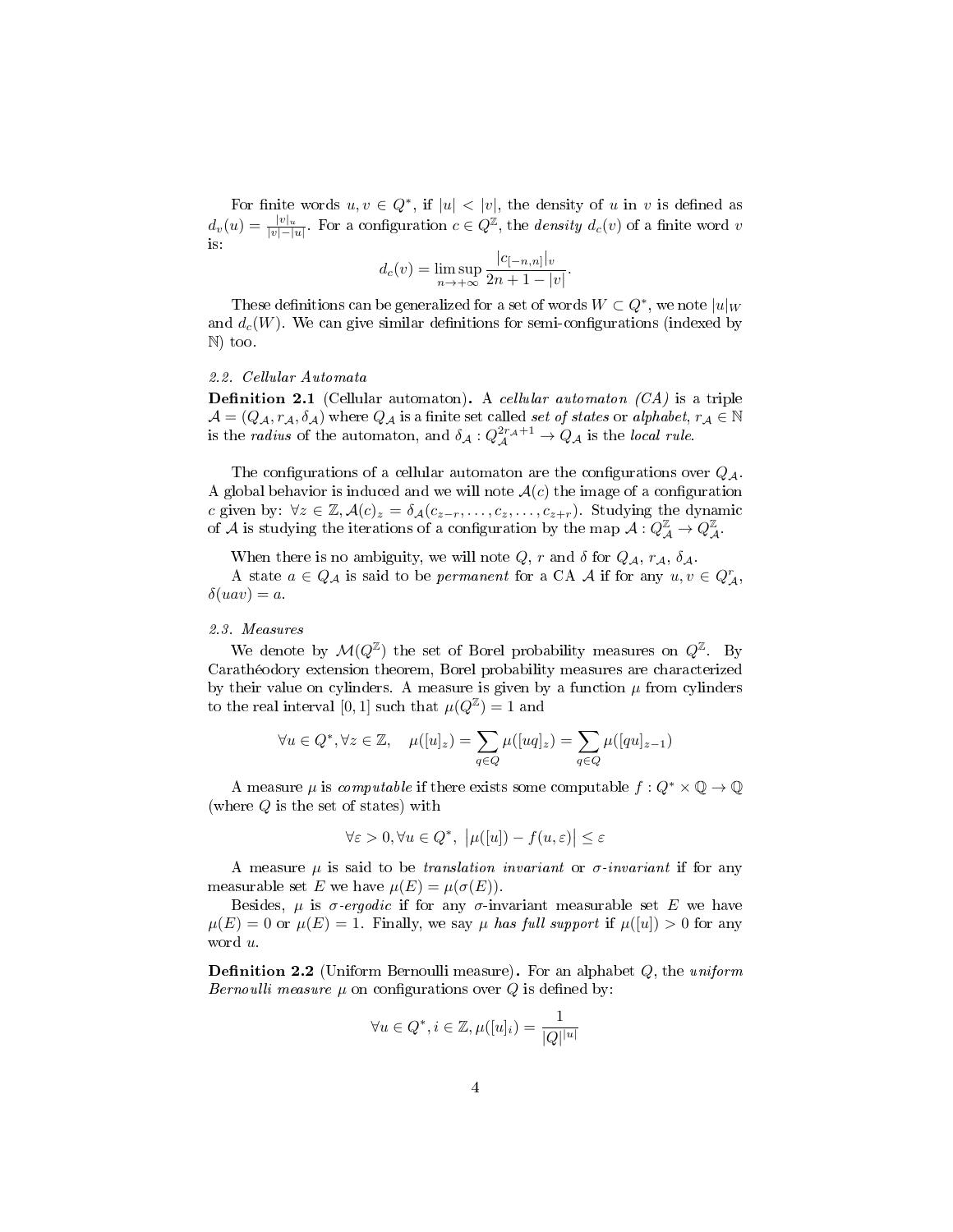For finite words $u, v \in Q^*$, if $|u| < |v|$, the density of $u$ in $v$ is defined as $d_v(u) = \frac{|v|_u}{|v|-|u|}$. For a configuration $c \in Q^{\mathbb{Z}}$, the *density* $d_c(v)$ of a finite word $v$ is:

$$d_c(v) = \limsup_{n\to+\infty} \frac{|c_{[-n,n]}|_v}{2n+1-|v|}.$$

These definitions can be generalized for a set of words $W \subset Q^*$, we note $|u|_W$ and $d_c(W)$. We can give similar definitions for semi-configurations (indexed by $\mathbb{N}$) too.

### 2.2. Cellular Automata

**Definition 2.1** (Cellular automaton)**.** A *cellular automaton (CA)* is a triple $\mathcal{A} = (Q_{\mathcal{A}}, r_{\mathcal{A}}, \delta_{\mathcal{A}})$ where $Q_{\mathcal{A}}$ is a finite set called *set of states* or *alphabet*, $r_{\mathcal{A}} \in \mathbb{N}$ is the *radius* of the automaton, and $\delta_{\mathcal{A}} : Q_{\mathcal{A}}^{2r_{\mathcal{A}}+1} \to Q_{\mathcal{A}}$ is the *local rule*.

The configurations of a cellular automaton are the configurations over $Q_{\mathcal{A}}$. A global behavior is induced and we will note $\mathcal{A}(c)$ the image of a configuration $c$ given by: $\forall z \in \mathbb{Z}, \mathcal{A}(c)_z = \delta_{\mathcal{A}}(c_{z-r}, \ldots, c_z, \ldots, c_{z+r})$. Studying the dynamic of $\mathcal{A}$ is studying the iterations of a configuration by the map $\mathcal{A} : Q_{\mathcal{A}}^{\mathbb{Z}} \to Q_{\mathcal{A}}^{\mathbb{Z}}$.

When there is no ambiguity, we will note $Q$, $r$ and $\delta$ for $Q_{\mathcal{A}}$, $r_{\mathcal{A}}$, $\delta_{\mathcal{A}}$.

A state $a \in Q_{\mathcal{A}}$ is said to be *permanent* for a CA $\mathcal{A}$ if for any $u, v \in Q_{\mathcal{A}}^r$, $\delta(uav) = a$.

### 2.3. Measures

We denote by $\mathcal{M}(Q^{\mathbb{Z}})$ the set of Borel probability measures on $Q^{\mathbb{Z}}$. By Carathéodory extension theorem, Borel probability measures are characterized by their value on cylinders. A measure is given by a function $\mu$ from cylinders to the real interval $[0, 1]$ such that $\mu(Q^{\mathbb{Z}}) = 1$ and

$$\forall u \in Q^*, \forall z \in \mathbb{Z}, \quad \mu([u]_z) = \sum_{q\in Q} \mu([uq]_z) = \sum_{q\in Q} \mu([qu]_{z-1})$$

A measure $\mu$ is *computable* if there exists some computable $f : Q^* \times \mathbb{Q} \to \mathbb{Q}$ (where $Q$ is the set of states) with

$$\forall \varepsilon > 0, \forall u \in Q^*, \ \big|\mu([u]) - f(u, \varepsilon)\big| \leq \varepsilon$$

A measure $\mu$ is said to be *translation invariant* or *$\sigma$-invariant* if for any measurable set $E$ we have $\mu(E) = \mu(\sigma(E))$.

Besides, $\mu$ is *$\sigma$-ergodic* if for any $\sigma$-invariant measurable set $E$ we have $\mu(E) = 0$ or $\mu(E) = 1$. Finally, we say $\mu$ *has full support* if $\mu([u]) > 0$ for any word $u$.

**Definition 2.2** (Uniform Bernoulli measure)**.** For an alphabet $Q$, the *uniform Bernoulli measure* $\mu$ on configurations over $Q$ is defined by:

$$\forall u \in Q^*, i \in \mathbb{Z}, \mu([u]_i) = \frac{1}{|Q|^{|u|}}$$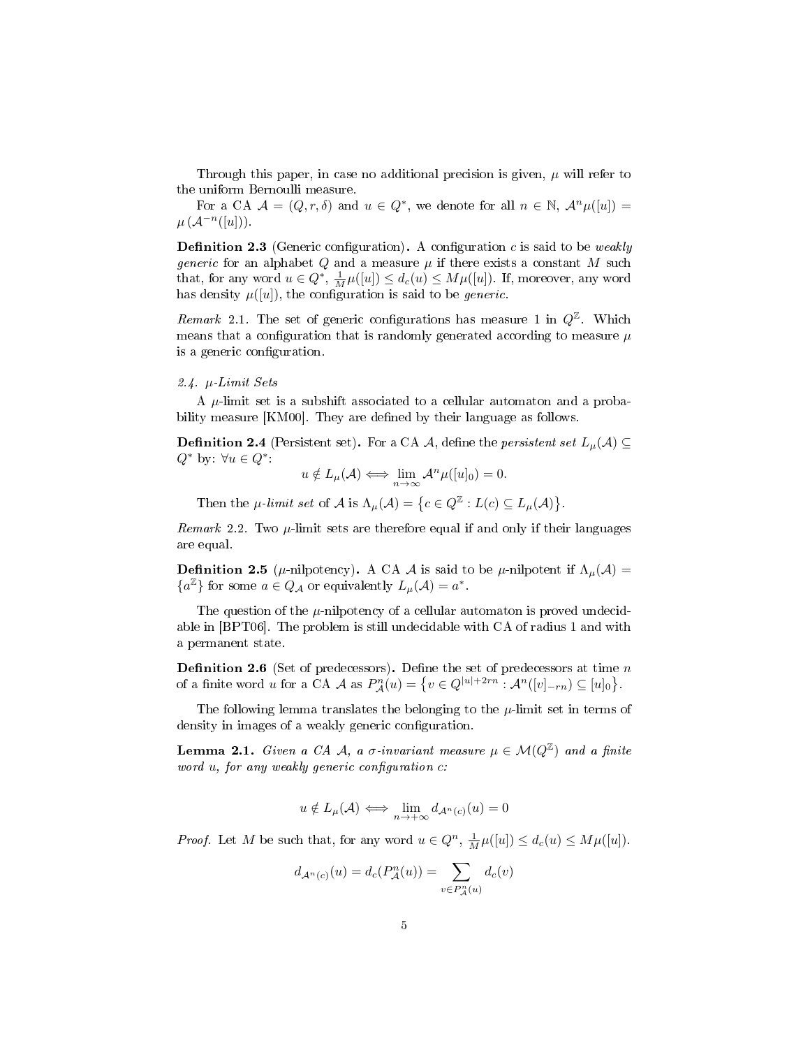Through this paper, in case no additional precision is given, $\mu$ will refer to the uniform Bernoulli measure.

For a CA $\mathcal{A} = (Q, r, \delta)$ and $u \in Q^*$, we denote for all $n \in \mathbb{N}$, $\mathcal{A}^n\mu([u]) = \mu\left(\mathcal{A}^{-n}([u])\right)$.

**Definition 2.3** (Generic configuration)**.** A configuration $c$ is said to be *weakly generic* for an alphabet $Q$ and a measure $\mu$ if there exists a constant $M$ such that, for any word $u \in Q^*$, $\frac{1}{M}\mu([u]) \leq d_c(u) \leq M\mu([u])$. If, moreover, any word has density $\mu([u])$, the configuration is said to be *generic*.

*Remark* 2.1. The set of generic configurations has measure 1 in $Q^{\mathbb{Z}}$. Which means that a configuration that is randomly generated according to measure $\mu$ is a generic configuration.

### *2.4. $\mu$-Limit Sets*

A $\mu$-limit set is a subshift associated to a cellular automaton and a probability measure [KM00]. They are defined by their language as follows.

**Definition 2.4** (Persistent set)**.** For a CA $\mathcal{A}$, define the *persistent set* $L_\mu(\mathcal{A}) \subseteq Q^*$ by: $\forall u \in Q^*$:

$$u \notin L_\mu(\mathcal{A}) \iff \lim_{n\to\infty} \mathcal{A}^n\mu([u]_0) = 0.$$

Then the *$\mu$-limit set* of $\mathcal{A}$ is $\Lambda_\mu(\mathcal{A}) = \left\{c \in Q^{\mathbb{Z}} : L(c) \subseteq L_\mu(\mathcal{A})\right\}$.

*Remark* 2.2. Two $\mu$-limit sets are therefore equal if and only if their languages are equal.

**Definition 2.5** ($\mu$-nilpotency)**.** A CA $\mathcal{A}$ is said to be $\mu$-nilpotent if $\Lambda_\mu(\mathcal{A}) = \{a^{\mathbb{Z}}\}$ for some $a \in Q_{\mathcal{A}}$ or equivalently $L_\mu(\mathcal{A}) = a^*$.

The question of the $\mu$-nilpotency of a cellular automaton is proved undecidable in [BPT06]. The problem is still undecidable with CA of radius 1 and with a permanent state.

**Definition 2.6** (Set of predecessors)**.** Define the set of predecessors at time $n$ of a finite word $u$ for a CA $\mathcal{A}$ as $P^n_{\mathcal{A}}(u) = \left\{v \in Q^{|u|+2rn} : \mathcal{A}^n([v]_{-rn}) \subseteq [u]_0\right\}$.

The following lemma translates the belonging to the $\mu$-limit set in terms of density in images of a weakly generic configuration.

**Lemma 2.1.** *Given a CA $\mathcal{A}$, a $\sigma$-invariant measure $\mu \in \mathcal{M}(Q^{\mathbb{Z}})$ and a finite word $u$, for any weakly generic configuration $c$:*

$$u \notin L_\mu(\mathcal{A}) \iff \lim_{n\to+\infty} d_{\mathcal{A}^n(c)}(u) = 0$$

*Proof.* Let $M$ be such that, for any word $u \in Q^n$, $\frac{1}{M}\mu([u]) \leq d_c(u) \leq M\mu([u])$.

$$d_{\mathcal{A}^n(c)}(u) = d_c(P^n_{\mathcal{A}}(u)) = \sum_{v \in P^n_{\mathcal{A}}(u)} d_c(v)$$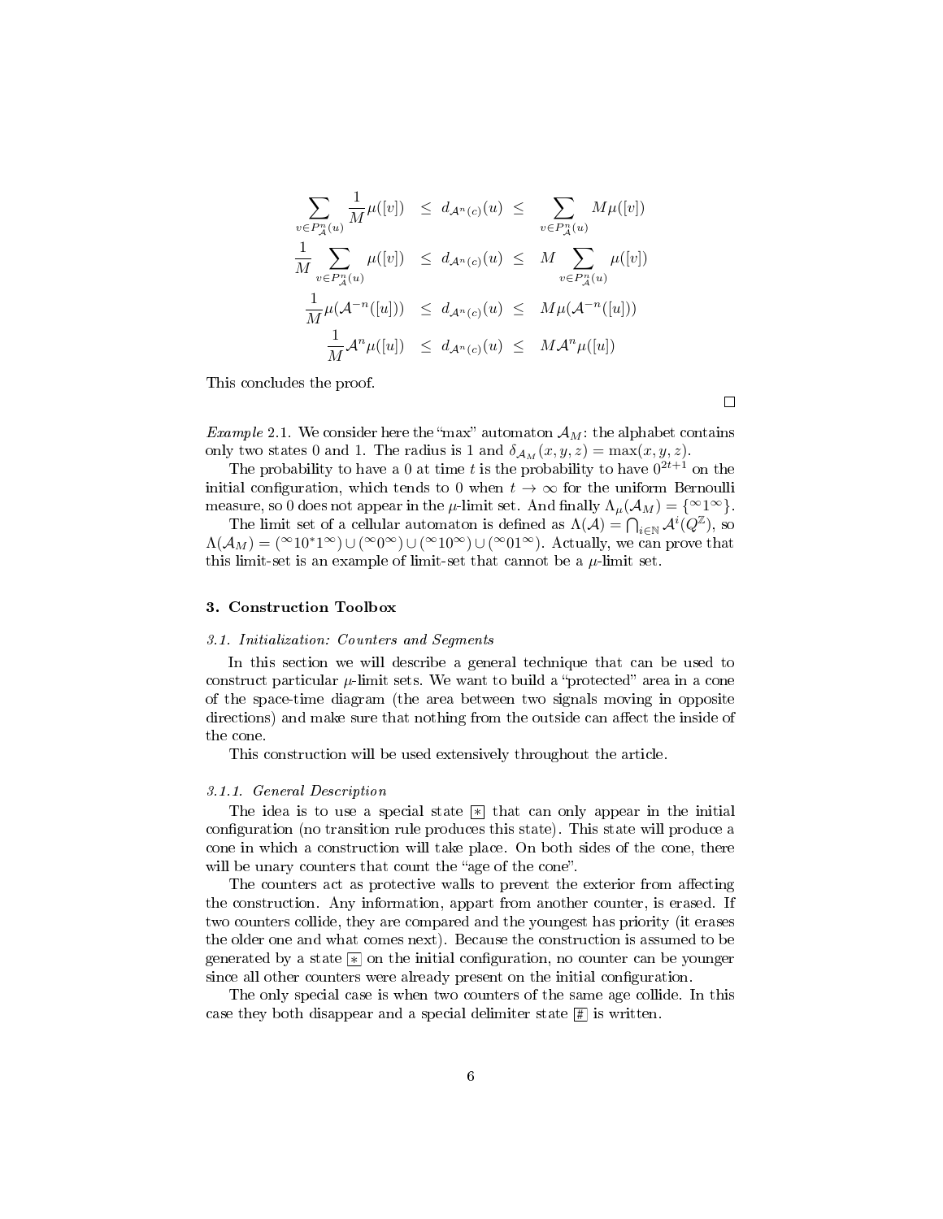$$
\begin{array}{rcccl}
\displaystyle\sum_{v\in P^n_{\mathcal{A}}(u)} \frac{1}{M}\mu([v]) & \leq & d_{\mathcal{A}^n(c)}(u) & \leq & \displaystyle\sum_{v\in P^n_{\mathcal{A}}(u)} M\mu([v]) \\
\displaystyle\frac{1}{M}\sum_{v\in P^n_{\mathcal{A}}(u)} \mu([v]) & \leq & d_{\mathcal{A}^n(c)}(u) & \leq & \displaystyle M\sum_{v\in P^n_{\mathcal{A}}(u)} \mu([v]) \\
\displaystyle\frac{1}{M}\mu(\mathcal{A}^{-n}([u])) & \leq & d_{\mathcal{A}^n(c)}(u) & \leq & M\mu(\mathcal{A}^{-n}([u])) \\
\displaystyle\frac{1}{M}\mathcal{A}^n\mu([u]) & \leq & d_{\mathcal{A}^n(c)}(u) & \leq & M\mathcal{A}^n\mu([u])
\end{array}
$$

This concludes the proof.

□

*Example* 2.1. We consider here the "max" automaton $\mathcal{A}_M$: the alphabet contains only two states 0 and 1. The radius is 1 and $\delta_{\mathcal{A}_M}(x,y,z) = \max(x,y,z)$.

The probability to have a 0 at time $t$ is the probability to have $0^{2t+1}$ on the initial configuration, which tends to 0 when $t \to \infty$ for the uniform Bernoulli measure, so 0 does not appear in the $\mu$-limit set. And finally $\Lambda_\mu(\mathcal{A}_M) = \{^\infty 1^\infty\}$.

The limit set of a cellular automaton is defined as $\Lambda(\mathcal{A}) = \bigcap_{i\in\mathbb{N}} \mathcal{A}^i(Q^\mathbb{Z})$, so $\Lambda(\mathcal{A}_M) = (^\infty 10^* 1^\infty) \cup (^\infty 0^\infty) \cup (^\infty 10^\infty) \cup (^\infty 01^\infty)$. Actually, we can prove that this limit-set is an example of limit-set that cannot be a $\mu$-limit set.

## 3. Construction Toolbox

### 3.1. Initialization: Counters and Segments

In this section we will describe a general technique that can be used to construct particular $\mu$-limit sets. We want to build a "protected" area in a cone of the space-time diagram (the area between two signals moving in opposite directions) and make sure that nothing from the outside can affect the inside of the cone.

This construction will be used extensively throughout the article.

#### 3.1.1. General Description

The idea is to use a special state $\boxed{*}$ that can only appear in the initial configuration (no transition rule produces this state). This state will produce a cone in which a construction will take place. On both sides of the cone, there will be unary counters that count the "age of the cone".

The counters act as protective walls to prevent the exterior from affecting the construction. Any information, appart from another counter, is erased. If two counters collide, they are compared and the youngest has priority (it erases the older one and what comes next). Because the construction is assumed to be generated by a state $\boxed{*}$ on the initial configuration, no counter can be younger since all other counters were already present on the initial configuration.

The only special case is when two counters of the same age collide. In this case they both disappear and a special delimiter state $\boxed{\#}$ is written.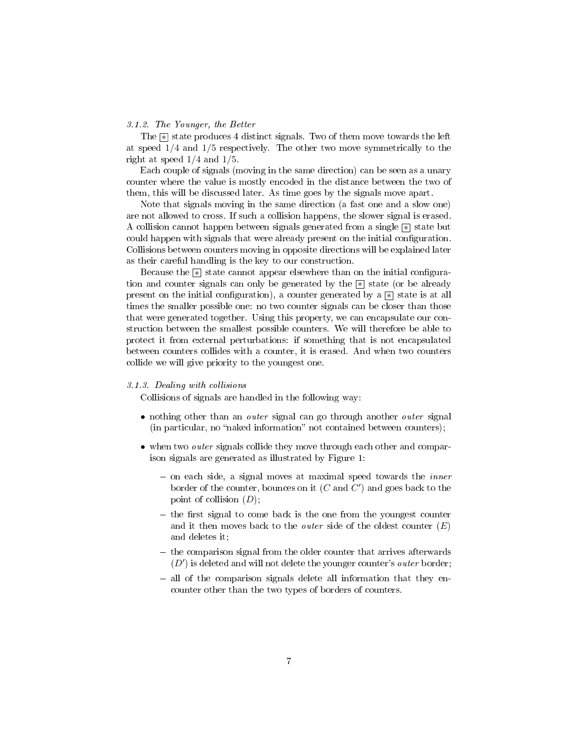#### 3.1.2. The Younger, the Better

The $\boxed{*}$ state produces 4 distinct signals. Two of them move towards the left at speed $1/4$ and $1/5$ respectively. The other two move symmetrically to the right at speed $1/4$ and $1/5$.

Each couple of signals (moving in the same direction) can be seen as a unary counter where the value is mostly encoded in the distance between the two of them, this will be discussed later. As time goes by the signals move apart.

Note that signals moving in the same direction (a fast one and a slow one) are not allowed to cross. If such a collision happens, the slower signal is erased. A collision cannot happen between signals generated from a single $\boxed{*}$ state but could happen with signals that were already present on the initial configuration. Collisions between counters moving in opposite directions will be explained later as their careful handling is the key to our construction.

Because the $\boxed{*}$ state cannot appear elsewhere than on the initial configuration and counter signals can only be generated by the $\boxed{*}$ state (or be already present on the initial configuration), a counter generated by a $\boxed{*}$ state is at all times the smaller possible one: no two counter signals can be closer than those that were generated together. Using this property, we can encapsulate our construction between the smallest possible counters. We will therefore be able to protect it from external perturbations: if something that is not encapsulated between counters collides with a counter, it is erased. And when two counters collide we will give priority to the youngest one.

#### 3.1.3. Dealing with collisions

Collisions of signals are handled in the following way:

- nothing other than an *outer* signal can go through another *outer* signal (in particular, no "naked information" not contained between counters);
- when two *outer* signals collide they move through each other and comparison signals are generated as illustrated by Figure 1:
  - on each side, a signal moves at maximal speed towards the *inner* border of the counter, bounces on it ($C$ and $C'$) and goes back to the point of collision ($D$);
  - the first signal to come back is the one from the youngest counter and it then moves back to the *outer* side of the oldest counter ($E$) and deletes it;
  - the comparison signal from the older counter that arrives afterwards ($D'$) is deleted and will not delete the younger counter's *outer* border;
  - all of the comparison signals delete all information that they encounter other than the two types of borders of counters.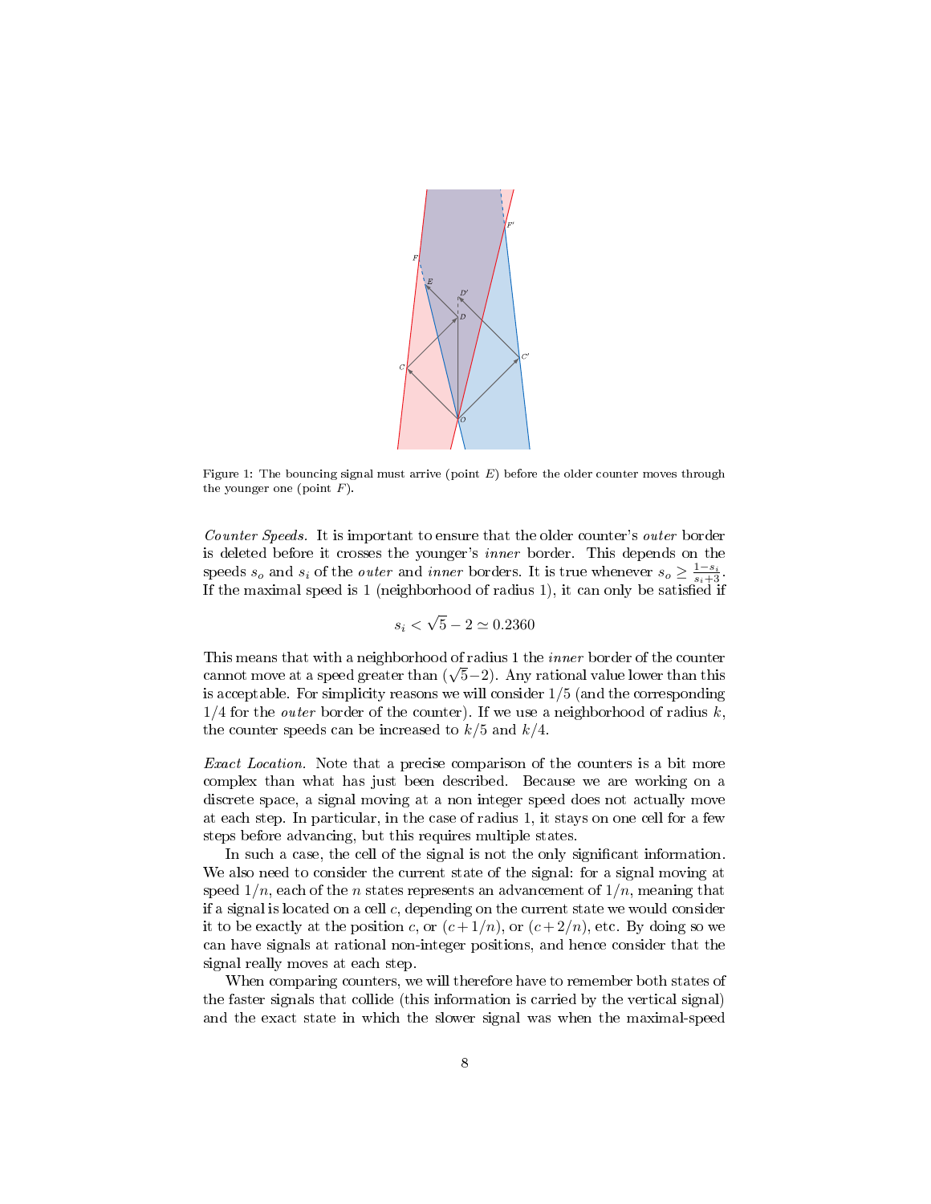Figure 1: The bouncing signal must arrive (point $E$) before the older counter moves through the younger one (point $F$).

*Counter Speeds.* It is important to ensure that the older counter's *outer* border is deleted before it crosses the younger's *inner* border. This depends on the speeds $s_o$ and $s_i$ of the *outer* and *inner* borders. It is true whenever $s_o \geq \frac{1-s_i}{s_i+3}$. If the maximal speed is 1 (neighborhood of radius 1), it can only be satisfied if

$$s_i < \sqrt{5} - 2 \simeq 0.2360$$

This means that with a neighborhood of radius 1 the *inner* border of the counter cannot move at a speed greater than $(\sqrt{5}-2)$. Any rational value lower than this is acceptable. For simplicity reasons we will consider $1/5$ (and the corresponding $1/4$ for the *outer* border of the counter). If we use a neighborhood of radius $k$, the counter speeds can be increased to $k/5$ and $k/4$.

*Exact Location.* Note that a precise comparison of the counters is a bit more complex than what has just been described. Because we are working on a discrete space, a signal moving at a non integer speed does not actually move at each step. In particular, in the case of radius 1, it stays on one cell for a few steps before advancing, but this requires multiple states.

In such a case, the cell of the signal is not the only significant information. We also need to consider the current state of the signal: for a signal moving at speed $1/n$, each of the $n$ states represents an advancement of $1/n$, meaning that if a signal is located on a cell $c$, depending on the current state we would consider it to be exactly at the position $c$, or $(c+1/n)$, or $(c+2/n)$, etc. By doing so we can have signals at rational non-integer positions, and hence consider that the signal really moves at each step.

When comparing counters, we will therefore have to remember both states of the faster signals that collide (this information is carried by the vertical signal) and the exact state in which the slower signal was when the maximal-speed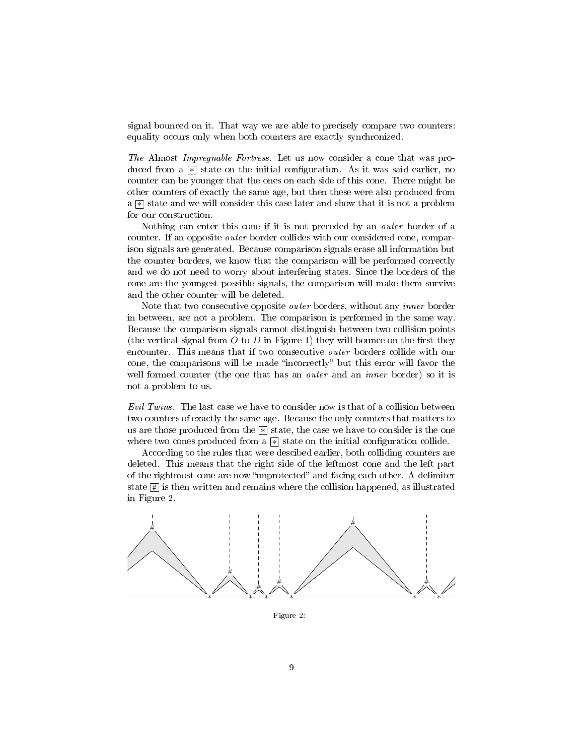signal bounced on it. That way we are able to precisely compare two counters: equality occurs only when both counters are exactly synchronized.

*The* Almost *Impregnable Fortress.* Let us now consider a cone that was produced from a * state on the initial configuration. As it was said earlier, no counter can be younger that the ones on each side of this cone. There might be other counters of exactly the same age, but then these were also produced from a * state and we will consider this case later and show that it is not a problem for our construction.

Nothing can enter this cone if it is not preceded by an *outer* border of a counter. If an opposite *outer* border collides with our considered cone, comparison signals are generated. Because comparison signals erase all information but the counter borders, we know that the comparison will be performed correctly and we do not need to worry about interfering states. Since the borders of the cone are the youngest possible signals, the comparison will make them survive and the other counter will be deleted.

Note that two consecutive opposite *outer* borders, without any *inner* border in between, are not a problem. The comparison is performed in the same way. Because the comparison signals cannot distinguish between two collision points (the vertical signal from $O$ to $D$ in Figure 1) they will bounce on the first they encounter. This means that if two consecutive *outer* borders collide with our cone, the comparisons will be made "incorrectly" but this error will favor the well formed counter (the one that has an *outer* and an *inner* border) so it is not a problem to us.

*Evil Twins.* The last case we have to consider now is that of a collision between two counters of exactly the same age. Because the only counters that matters to us are those produced from the * state, the case we have to consider is the one where two cones produced from a * state on the initial configuration collide.

According to the rules that were descibed earlier, both colliding counters are deleted. This means that the right side of the leftmost cone and the left part of the rightmost cone are now "unprotected" and facing each other. A delimiter state # is then written and remains where the collision happened, as illustrated in Figure 2.

Figure 2: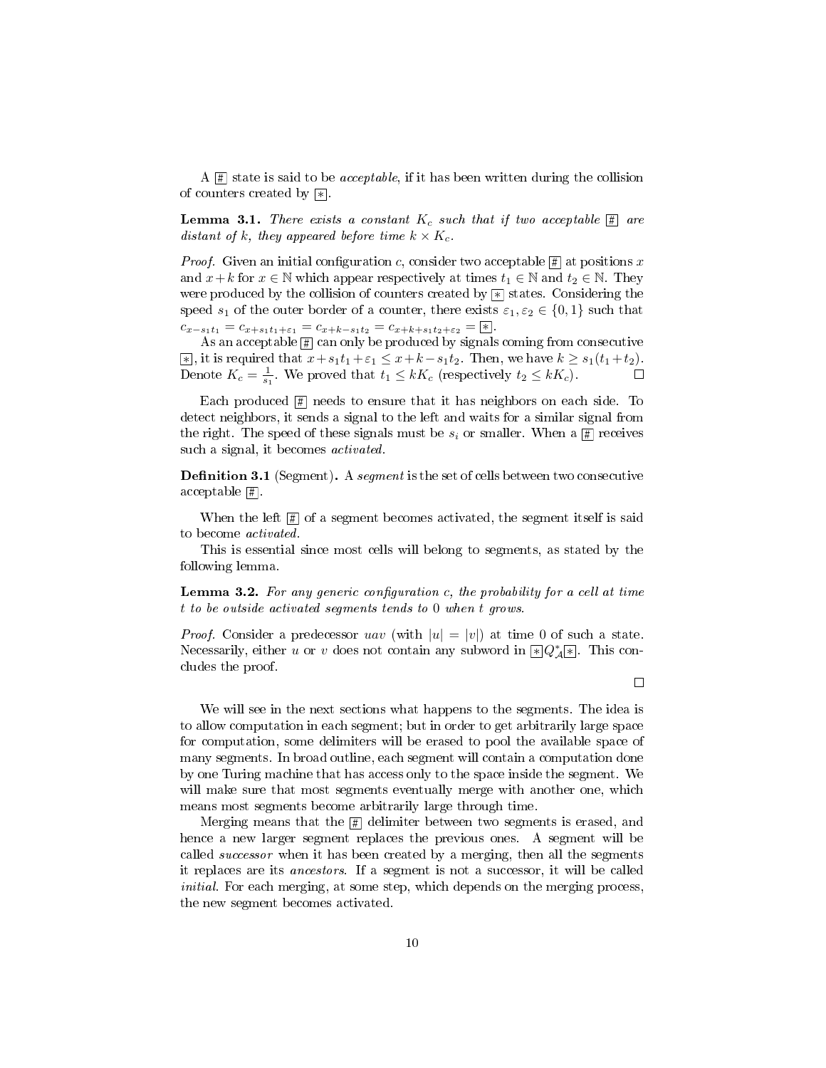A $\boxed{\#}$ state is said to be *acceptable*, if it has been written during the collision of counters created by $\boxed{*}$.

**Lemma 3.1.** *There exists a constant $K_c$ such that if two acceptable $\boxed{\#}$ are distant of $k$, they appeared before time $k \times K_c$.*

*Proof.* Given an initial configuration $c$, consider two acceptable $\boxed{\#}$ at positions $x$ and $x+k$ for $x \in \mathbb{N}$ which appear respectively at times $t_1 \in \mathbb{N}$ and $t_2 \in \mathbb{N}$. They were produced by the collision of counters created by $\boxed{*}$ states. Considering the speed $s_1$ of the outer border of a counter, there exists $\varepsilon_1, \varepsilon_2 \in \{0,1\}$ such that $c_{x-s_1t_1} = c_{x+s_1t_1+\varepsilon_1} = c_{x+k-s_1t_2} = c_{x+k+s_1t_2+\varepsilon_2} = \boxed{*}$.

As an acceptable $\boxed{\#}$ can only be produced by signals coming from consecutive $\boxed{*}$, it is required that $x+s_1t_1+\varepsilon_1 \leq x+k-s_1t_2$. Then, we have $k \geq s_1(t_1+t_2)$. Denote $K_c = \frac{1}{s_1}$. We proved that $t_1 \leq kK_c$ (respectively $t_2 \leq kK_c$). $\square$

Each produced $\boxed{\#}$ needs to ensure that it has neighbors on each side. To detect neighbors, it sends a signal to the left and waits for a similar signal from the right. The speed of these signals must be $s_i$ or smaller. When a $\boxed{\#}$ receives such a signal, it becomes *activated*.

**Definition 3.1** (Segment)**.** A *segment* is the set of cells between two consecutive acceptable $\boxed{\#}$.

When the left $\boxed{\#}$ of a segment becomes activated, the segment itself is said to become *activated*.

This is essential since most cells will belong to segments, as stated by the following lemma.

**Lemma 3.2.** *For any generic configuration $c$, the probability for a cell at time $t$ to be outside activated segments tends to 0 when $t$ grows.*

*Proof.* Consider a predecessor $uav$ (with $|u| = |v|$) at time 0 of such a state. Necessarily, either $u$ or $v$ does not contain any subword in $\boxed{*}Q_{\mathcal{A}}^*\boxed{*}$. This concludes the proof.

$\square$

We will see in the next sections what happens to the segments. The idea is to allow computation in each segment; but in order to get arbitrarily large space for computation, some delimiters will be erased to pool the available space of many segments. In broad outline, each segment will contain a computation done by one Turing machine that has access only to the space inside the segment. We will make sure that most segments eventually merge with another one, which means most segments become arbitrarily large through time.

Merging means that the $\boxed{\#}$ delimiter between two segments is erased, and hence a new larger segment replaces the previous ones. A segment will be called *successor* when it has been created by a merging, then all the segments it replaces are its *ancestors*. If a segment is not a successor, it will be called *initial*. For each merging, at some step, which depends on the merging process, the new segment becomes activated.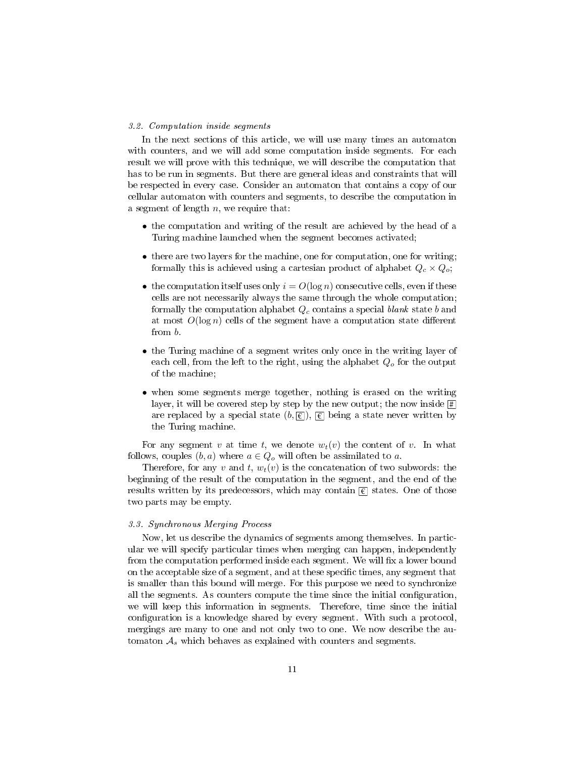### 3.2. Computation inside segments

In the next sections of this article, we will use many times an automaton with counters, and we will add some computation inside segments. For each result we will prove with this technique, we will describe the computation that has to be run in segments. But there are general ideas and constraints that will be respected in every case. Consider an automaton that contains a copy of our cellular automaton with counters and segments, to describe the computation in a segment of length $n$, we require that:

- the computation and writing of the result are achieved by the head of a Turing machine launched when the segment becomes activated;
- there are two layers for the machine, one for computation, one for writing; formally this is achieved using a cartesian product of alphabet $Q_c \times Q_o$;
- the computation itself uses only $i = O(\log n)$ consecutive cells, even if these cells are not necessarily always the same through the whole computation; formally the computation alphabet $Q_c$ contains a special *blank* state $b$ and at most $O(\log n)$ cells of the segment have a computation state different from $b$.
- the Turing machine of a segment writes only once in the writing layer of each cell, from the left to the right, using the alphabet $Q_o$ for the output of the machine;
- when some segments merge together, nothing is erased on the writing layer, it will be covered step by step by the new output; the now inside $\boxed{\#}$ are replaced by a special state $(b, \boxed{\text{€}})$, $\boxed{\text{€}}$ being a state never written by the Turing machine.

For any segment $v$ at time $t$, we denote $w_t(v)$ the content of $v$. In what follows, couples $(b, a)$ where $a \in Q_o$ will often be assimilated to $a$.

Therefore, for any $v$ and $t$, $w_t(v)$ is the concatenation of two subwords: the beginning of the result of the computation in the segment, and the end of the results written by its predecessors, which may contain $\boxed{\text{€}}$ states. One of those two parts may be empty.

### 3.3. Synchronous Merging Process

Now, let us describe the dynamics of segments among themselves. In particular we will specify particular times when merging can happen, independently from the computation performed inside each segment. We will fix a lower bound on the acceptable size of a segment, and at these specific times, any segment that is smaller than this bound will merge. For this purpose we need to synchronize all the segments. As counters compute the time since the initial configuration, we will keep this information in segments. Therefore, time since the initial configuration is a knowledge shared by every segment. With such a protocol, mergings are many to one and not only two to one. We now describe the automaton $\mathcal{A}_s$ which behaves as explained with counters and segments.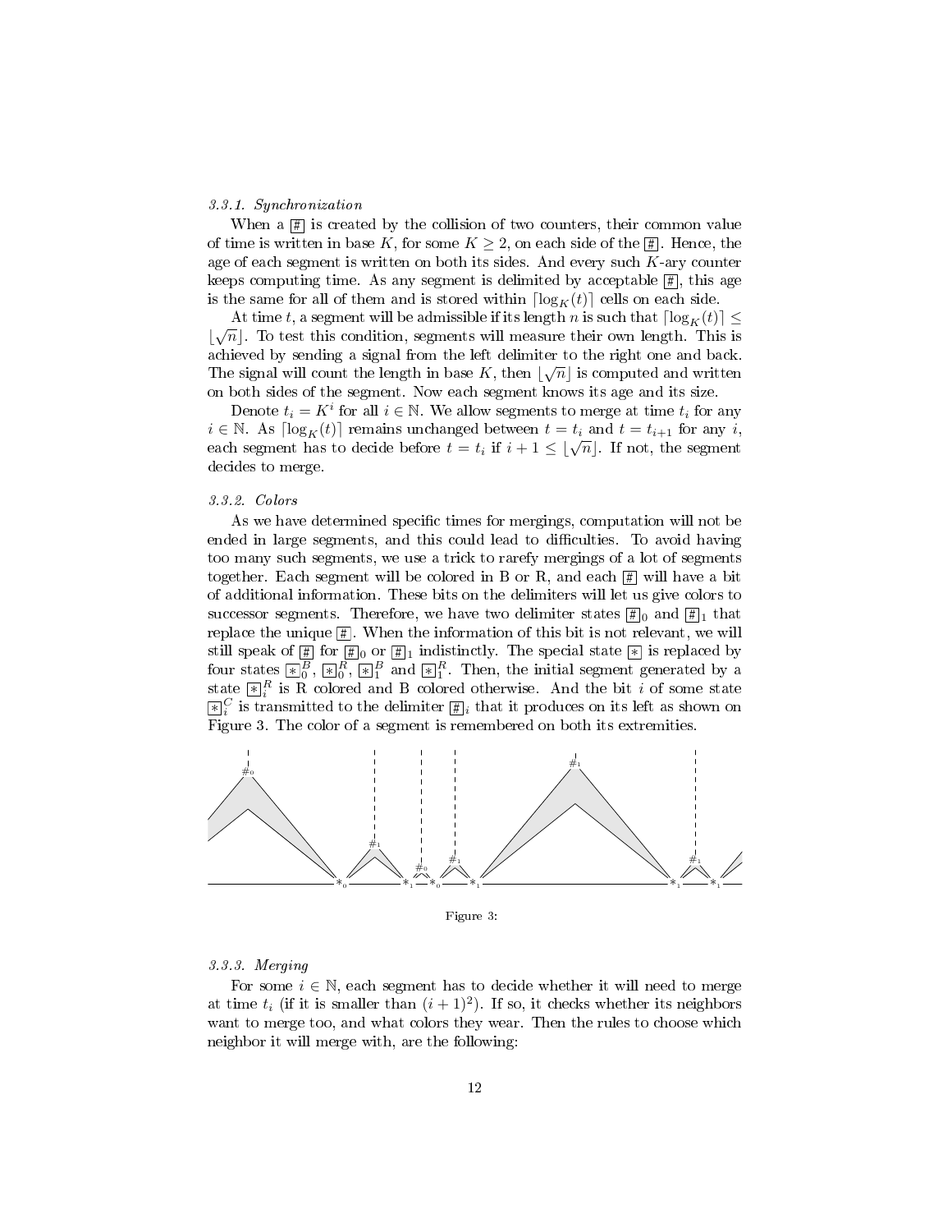*3.3.1. Synchronization*

When a $\boxed{\#}$ is created by the collision of two counters, their common value of time is written in base $K$, for some $K \geq 2$, on each side of the $\boxed{\#}$. Hence, the age of each segment is written on both its sides. And every such $K$-ary counter keeps computing time. As any segment is delimited by acceptable $\boxed{\#}$, this age is the same for all of them and is stored within $\lceil \log_K(t) \rceil$ cells on each side.

At time $t$, a segment will be admissible if its length $n$ is such that $\lceil \log_K(t) \rceil \leq \lfloor \sqrt{n} \rfloor$. To test this condition, segments will measure their own length. This is achieved by sending a signal from the left delimiter to the right one and back. The signal will count the length in base $K$, then $\lfloor \sqrt{n} \rfloor$ is computed and written on both sides of the segment. Now each segment knows its age and its size.

Denote $t_i = K^i$ for all $i \in \mathbb{N}$. We allow segments to merge at time $t_i$ for any $i \in \mathbb{N}$. As $\lceil \log_K(t) \rceil$ remains unchanged between $t = t_i$ and $t = t_{i+1}$ for any $i$, each segment has to decide before $t = t_i$ if $i + 1 \leq \lfloor \sqrt{n} \rfloor$. If not, the segment decides to merge.

*3.3.2. Colors*

As we have determined specific times for mergings, computation will not be ended in large segments, and this could lead to difficulties. To avoid having too many such segments, we use a trick to rarefy mergings of a lot of segments together. Each segment will be colored in B or R, and each $\boxed{\#}$ will have a bit of additional information. These bits on the delimiters will let us give colors to successor segments. Therefore, we have two delimiter states $\boxed{\#}_0$ and $\boxed{\#}_1$ that replace the unique $\boxed{\#}$. When the information of this bit is not relevant, we will still speak of $\boxed{\#}$ for $\boxed{\#}_0$ or $\boxed{\#}_1$ indistinctly. The special state $\boxed{*}$ is replaced by four states $\boxed{*}_0^B$, $\boxed{*}_0^R$, $\boxed{*}_1^B$ and $\boxed{*}_1^R$. Then, the initial segment generated by a state $\boxed{*}_i^R$ is R colored and B colored otherwise. And the bit $i$ of some state $\boxed{*}_i^C$ is transmitted to the delimiter $\boxed{\#}_i$ that it produces on its left as shown on Figure 3. The color of a segment is remembered on both its extremities.

Figure 3:

*3.3.3. Merging*

For some $i \in \mathbb{N}$, each segment has to decide whether it will need to merge at time $t_i$ (if it is smaller than $(i+1)^2$). If so, it checks whether its neighbors want to merge too, and what colors they wear. Then the rules to choose which neighbor it will merge with, are the following: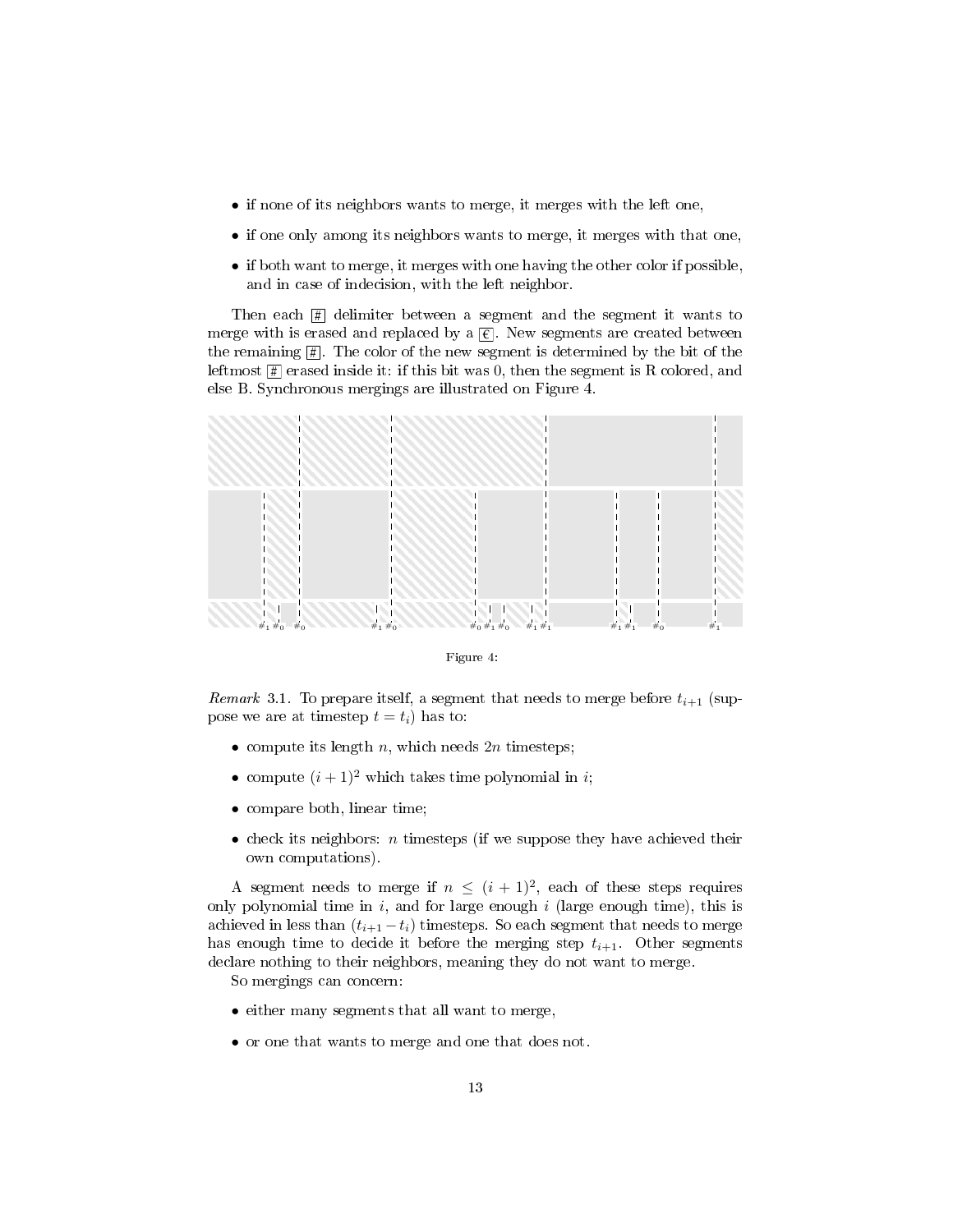- if none of its neighbors wants to merge, it merges with the left one,
- if one only among its neighbors wants to merge, it merges with that one,
- if both want to merge, it merges with one having the other color if possible, and in case of indecision, with the left neighbor.

Then each # delimiter between a segment and the segment it wants to merge with is erased and replaced by a €. New segments are created between the remaining #. The color of the new segment is determined by the bit of the leftmost # erased inside it: if this bit was 0, then the segment is R colored, and else B. Synchronous mergings are illustrated on Figure 4.

Figure 4:

*Remark* 3.1. To prepare itself, a segment that needs to merge before $t_{i+1}$ (suppose we are at timestep $t = t_i$) has to:

- compute its length $n$, which needs $2n$ timesteps;
- compute $(i+1)^2$ which takes time polynomial in $i$;
- compare both, linear time;
- check its neighbors: $n$ timesteps (if we suppose they have achieved their own computations).

A segment needs to merge if $n \leq (i+1)^2$, each of these steps requires only polynomial time in $i$, and for large enough $i$ (large enough time), this is achieved in less than $(t_{i+1} - t_i)$ timesteps. So each segment that needs to merge has enough time to decide it before the merging step $t_{i+1}$. Other segments declare nothing to their neighbors, meaning they do not want to merge.

So mergings can concern:

- either many segments that all want to merge,
- or one that wants to merge and one that does not.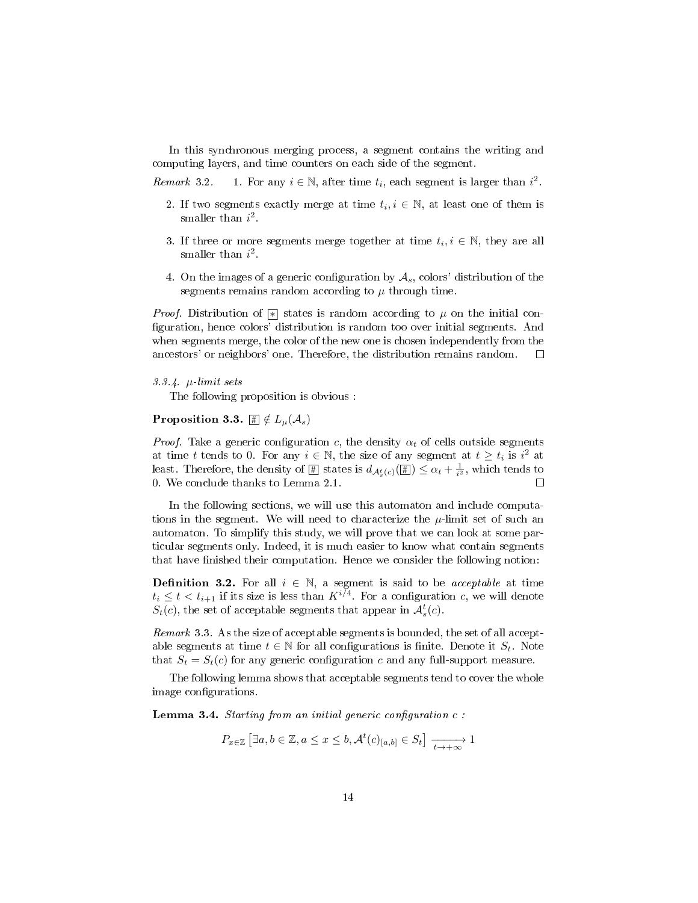In this synchronous merging process, a segment contains the writing and computing layers, and time counters on each side of the segment.

*Remark* 3.2.

1. For any $i \in \mathbb{N}$, after time $t_i$, each segment is larger than $i^2$.
2. If two segments exactly merge at time $t_i, i \in \mathbb{N}$, at least one of them is smaller than $i^2$.
3. If three or more segments merge together at time $t_i, i \in \mathbb{N}$, they are all smaller than $i^2$.
4. On the images of a generic configuration by $\mathcal{A}_s$, colors' distribution of the segments remains random according to $\mu$ through time.

*Proof.* Distribution of $\boxed{*}$ states is random according to $\mu$ on the initial configuration, hence colors' distribution is random too over initial segments. And when segments merge, the color of the new one is chosen independently from the ancestors' or neighbors' one. Therefore, the distribution remains random. □

#### 3.3.4. $\mu$-limit sets

The following proposition is obvious :

**Proposition 3.3.** $\boxed{\#} \notin L_\mu(\mathcal{A}_s)$

*Proof.* Take a generic configuration $c$, the density $\alpha_t$ of cells outside segments at time $t$ tends to 0. For any $i \in \mathbb{N}$, the size of any segment at $t \geq t_i$ is $i^2$ at least. Therefore, the density of $\boxed{\#}$ states is $d_{\mathcal{A}_s^t(c)}(\boxed{\#}) \leq \alpha_t + \frac{1}{i^2}$, which tends to 0. We conclude thanks to Lemma 2.1. □

In the following sections, we will use this automaton and include computations in the segment. We will need to characterize the $\mu$-limit set of such an automaton. To simplify this study, we will prove that we can look at some particular segments only. Indeed, it is much easier to know what contain segments that have finished their computation. Hence we consider the following notion:

**Definition 3.2.** For all $i \in \mathbb{N}$, a segment is said to be *acceptable* at time $t_i \leq t < t_{i+1}$ if its size is less than $K^{i/4}$. For a configuration $c$, we will denote $S_t(c)$, the set of acceptable segments that appear in $\mathcal{A}_s^t(c)$.

*Remark* 3.3. As the size of acceptable segments is bounded, the set of all acceptable segments at time $t \in \mathbb{N}$ for all configurations is finite. Denote it $S_t$. Note that $S_t = S_t(c)$ for any generic configuration $c$ and any full-support measure.

The following lemma shows that acceptable segments tend to cover the whole image configurations.

**Lemma 3.4.** *Starting from an initial generic configuration $c$ :*

$$P_{x \in \mathbb{Z}} \left[ \exists a, b \in \mathbb{Z}, a \leq x \leq b, \mathcal{A}^t(c)_{[a,b]} \in S_t \right] \xrightarrow[t \to +\infty]{} 1$$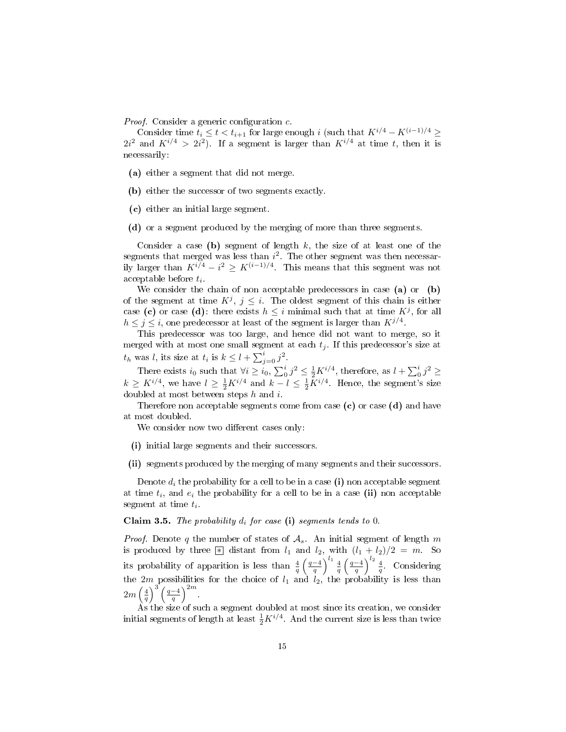*Proof.* Consider a generic configuration $c$.

Consider time $t_i \leq t < t_{i+1}$ for large enough $i$ (such that $K^{i/4} - K^{(i-1)/4} \geq 2i^2$ and $K^{i/4} > 2i^2$). If a segment is larger than $K^{i/4}$ at time $t$, then it is necessarily:

- **(a)** either a segment that did not merge.
- **(b)** either the successor of two segments exactly.
- **(c)** either an initial large segment.
- **(d)** or a segment produced by the merging of more than three segments.

Consider a case **(b)** segment of length $k$, the size of at least one of the segments that merged was less than $i^2$. The other segment was then necessarily larger than $K^{i/4} - i^2 \geq K^{(i-1)/4}$. This means that this segment was not acceptable before $t_i$.

We consider the chain of non acceptable predecessors in case **(a)** or **(b)** of the segment at time $K^j$, $j \leq i$. The oldest segment of this chain is either case **(c)** or case **(d)**: there exists $h \leq i$ minimal such that at time $K^j$, for all $h \leq j \leq i$, one predecessor at least of the segment is larger than $K^{j/4}$.

This predecessor was too large, and hence did not want to merge, so it merged with at most one small segment at each $t_j$. If this predecessor's size at $t_h$ was $l$, its size at $t_i$ is $k \leq l + \sum_{j=0}^{i} j^2$.

There exists $i_0$ such that $\forall i \geq i_0$, $\sum_0^i j^2 \leq \frac{1}{2}K^{i/4}$, therefore, as $l + \sum_0^i j^2 \geq k \geq K^{i/4}$, we have $l \geq \frac{1}{2}K^{i/4}$ and $k - l \leq \frac{1}{2}K^{i/4}$. Hence, the segment's size doubled at most between steps $h$ and $i$.

Therefore non acceptable segments come from case **(c)** or case **(d)** and have at most doubled.

We consider now two different cases only:

- **(i)** initial large segments and their successors.
- **(ii)** segments produced by the merging of many segments and their successors.

Denote $d_i$ the probability for a cell to be in a case **(i)** non acceptable segment at time $t_i$, and $e_i$ the probability for a cell to be in a case **(ii)** non acceptable segment at time $t_i$.

**Claim 3.5.** *The probability $d_i$ for case* **(i)** *segments tends to* 0.

*Proof.* Denote $q$ the number of states of $\mathcal{A}_s$. An initial segment of length $m$ is produced by three $\boxed{*}$ distant from $l_1$ and $l_2$, with $(l_1 + l_2)/2 = m$. So its probability of apparition is less than $\frac{4}{q}\left(\frac{q-4}{q}\right)^{l_1}\frac{4}{q}\left(\frac{q-4}{q}\right)^{l_2}\frac{4}{q}$. Considering the $2m$ possibilities for the choice of $l_1$ and $l_2$, the probability is less than $2m\left(\frac{4}{q}\right)^3\left(\frac{q-4}{q}\right)^{2m}$.

As the size of such a segment doubled at most since its creation, we consider initial segments of length at least $\frac{1}{2}K^{i/4}$. And the current size is less than twice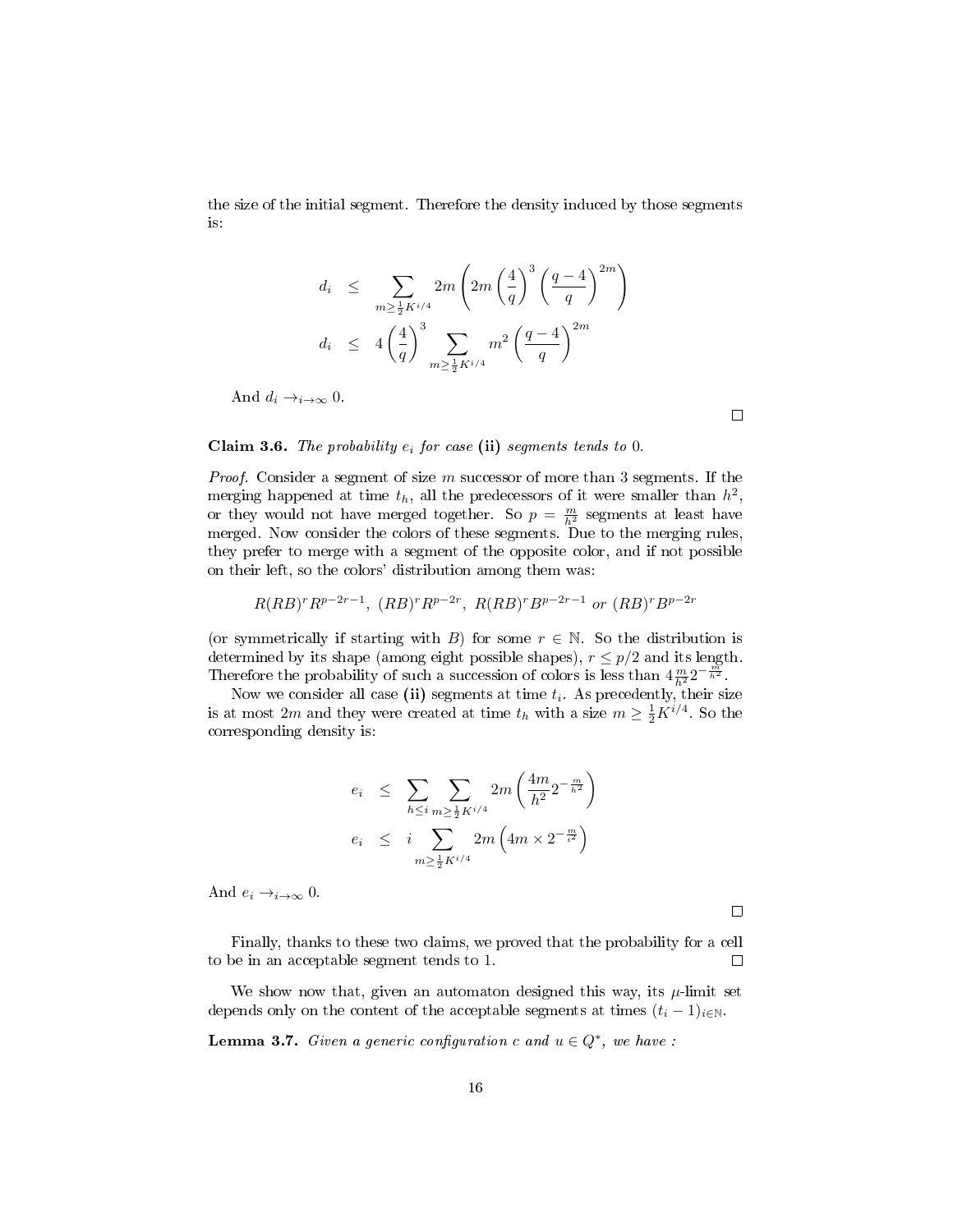the size of the initial segment. Therefore the density induced by those segments is:

$$
\begin{aligned}
d_i &\leq \sum_{m \geq \frac{1}{2}K^{i/4}} 2m \left( 2m \left(\frac{4}{q}\right)^3 \left(\frac{q-4}{q}\right)^{2m} \right) \\
d_i &\leq 4 \left(\frac{4}{q}\right)^3 \sum_{m \geq \frac{1}{2}K^{i/4}} m^2 \left(\frac{q-4}{q}\right)^{2m}
\end{aligned}
$$

And $d_i \to_{i\to\infty} 0$.

□

**Claim 3.6.** *The probability $e_i$ for case* **(ii)** *segments tends to* 0*.*

*Proof.* Consider a segment of size $m$ successor of more than 3 segments. If the merging happened at time $t_h$, all the predecessors of it were smaller than $h^2$, or they would not have merged together. So $p = \frac{m}{h^2}$ segments at least have merged. Now consider the colors of these segments. Due to the merging rules, they prefer to merge with a segment of the opposite color, and if not possible on their left, so the colors' distribution among them was:

$$
R(RB)^r R^{p-2r-1},\ (RB)^r R^{p-2r},\ R(RB)^r B^{p-2r-1} \text{ or } (RB)^r B^{p-2r}
$$

(or symmetrically if starting with $B$) for some $r \in \mathbb{N}$. So the distribution is determined by its shape (among eight possible shapes), $r \leq p/2$ and its length. Therefore the probability of such a succession of colors is less than $4\frac{m}{h^2}2^{-\frac{m}{h^2}}$.

Now we consider all case **(ii)** segments at time $t_i$. As precedently, their size is at most $2m$ and they were created at time $t_h$ with a size $m \geq \frac{1}{2}K^{i/4}$. So the corresponding density is:

$$
\begin{aligned}
e_i &\leq \sum_{h \leq i} \sum_{m \geq \frac{1}{2}K^{i/4}} 2m \left( \frac{4m}{h^2} 2^{-\frac{m}{h^2}} \right) \\
e_i &\leq i \sum_{m \geq \frac{1}{2}K^{i/4}} 2m \left( 4m \times 2^{-\frac{m}{i^2}} \right)
\end{aligned}
$$

And $e_i \to_{i\to\infty} 0$.

□

Finally, thanks to these two claims, we proved that the probability for a cell to be in an acceptable segment tends to 1. □

We show now that, given an automaton designed this way, its $\mu$-limit set depends only on the content of the acceptable segments at times $(t_i - 1)_{i\in\mathbb{N}}$.

**Lemma 3.7.** *Given a generic configuration $c$ and $u \in Q^*$, we have :*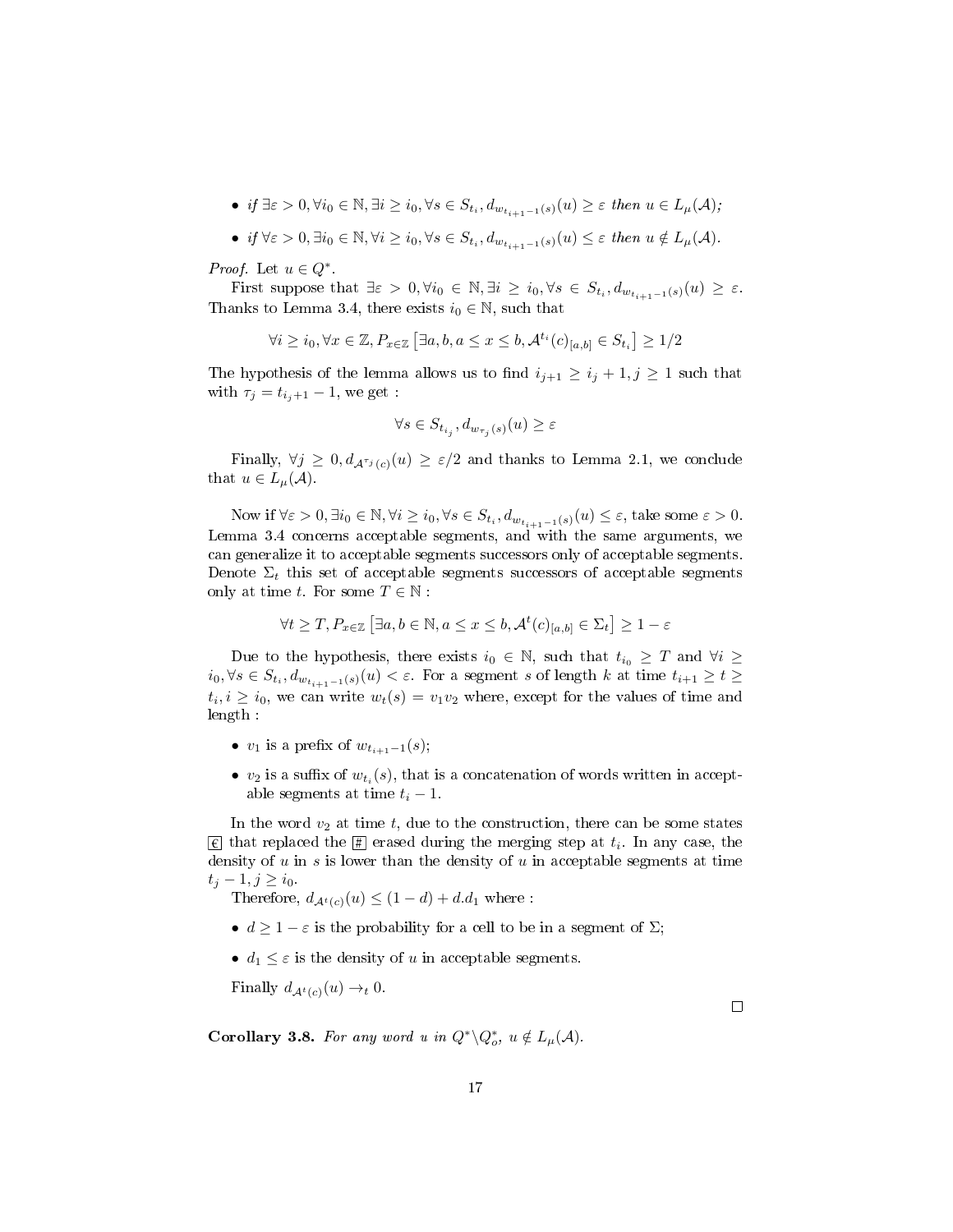- *if* $\exists \varepsilon > 0, \forall i_0 \in \mathbb{N}, \exists i \geq i_0, \forall s \in S_{t_i}, d_{w_{t_{i+1}-1}(s)}(u) \geq \varepsilon$ *then* $u \in L_\mu(\mathcal{A})$*;*
- *if* $\forall \varepsilon > 0, \exists i_0 \in \mathbb{N}, \forall i \geq i_0, \forall s \in S_{t_i}, d_{w_{t_{i+1}-1}(s)}(u) \leq \varepsilon$ *then* $u \notin L_\mu(\mathcal{A})$*.*

*Proof.* Let $u \in Q^*$.

First suppose that $\exists \varepsilon > 0, \forall i_0 \in \mathbb{N}, \exists i \geq i_0, \forall s \in S_{t_i}, d_{w_{t_{i+1}-1}(s)}(u) \geq \varepsilon$. Thanks to Lemma 3.4, there exists $i_0 \in \mathbb{N}$, such that

$$\forall i \geq i_0, \forall x \in \mathbb{Z}, P_{x \in \mathbb{Z}}\left[\exists a, b, a \leq x \leq b, \mathcal{A}^{t_i}(c)_{[a,b]} \in S_{t_i}\right] \geq 1/2$$

The hypothesis of the lemma allows us to find $i_{j+1} \geq i_j + 1, j \geq 1$ such that with $\tau_j = t_{i_j+1} - 1$, we get :

$$\forall s \in S_{t_{i_j}}, d_{w_{\tau_j}(s)}(u) \geq \varepsilon$$

Finally, $\forall j \geq 0, d_{\mathcal{A}^{\tau_j}(c)}(u) \geq \varepsilon/2$ and thanks to Lemma 2.1, we conclude that $u \in L_\mu(\mathcal{A})$.

Now if $\forall \varepsilon > 0, \exists i_0 \in \mathbb{N}, \forall i \geq i_0, \forall s \in S_{t_i}, d_{w_{t_{i+1}-1}(s)}(u) \leq \varepsilon$, take some $\varepsilon > 0$. Lemma 3.4 concerns acceptable segments, and with the same arguments, we can generalize it to acceptable segments successors only of acceptable segments. Denote $\Sigma_t$ this set of acceptable segments successors of acceptable segments only at time $t$. For some $T \in \mathbb{N}$ :

$$\forall t \geq T, P_{x \in \mathbb{Z}}\left[\exists a, b \in \mathbb{N}, a \leq x \leq b, \mathcal{A}^t(c)_{[a,b]} \in \Sigma_t\right] \geq 1 - \varepsilon$$

Due to the hypothesis, there exists $i_0 \in \mathbb{N}$, such that $t_{i_0} \geq T$ and $\forall i \geq i_0, \forall s \in S_{t_i}, d_{w_{t_{i+1}-1}(s)}(u) < \varepsilon$. For a segment $s$ of length $k$ at time $t_{i+1} \geq t \geq t_i, i \geq i_0$, we can write $w_t(s) = v_1 v_2$ where, except for the values of time and length :

- $v_1$ is a prefix of $w_{t_{i+1}-1}(s)$;
- $v_2$ is a suffix of $w_{t_i}(s)$, that is a concatenation of words written in acceptable segments at time $t_i - 1$.

In the word $v_2$ at time $t$, due to the construction, there can be some states $\boxed{\epsilon}$ that replaced the $\boxed{\#}$ erased during the merging step at $t_i$. In any case, the density of $u$ in $s$ is lower than the density of $u$ in acceptable segments at time $t_j - 1, j \geq i_0$.

Therefore, $d_{\mathcal{A}^t(c)}(u) \leq (1 - d) + d.d_1$ where :

- $d \geq 1 - \varepsilon$ is the probability for a cell to be in a segment of $\Sigma$;
- $d_1 \leq \varepsilon$ is the density of $u$ in acceptable segments.

Finally $d_{\mathcal{A}^t(c)}(u) \to_t 0$. □

**Corollary 3.8.** *For any word $u$ in $Q^* \backslash Q_o^*$, $u \notin L_\mu(\mathcal{A})$.*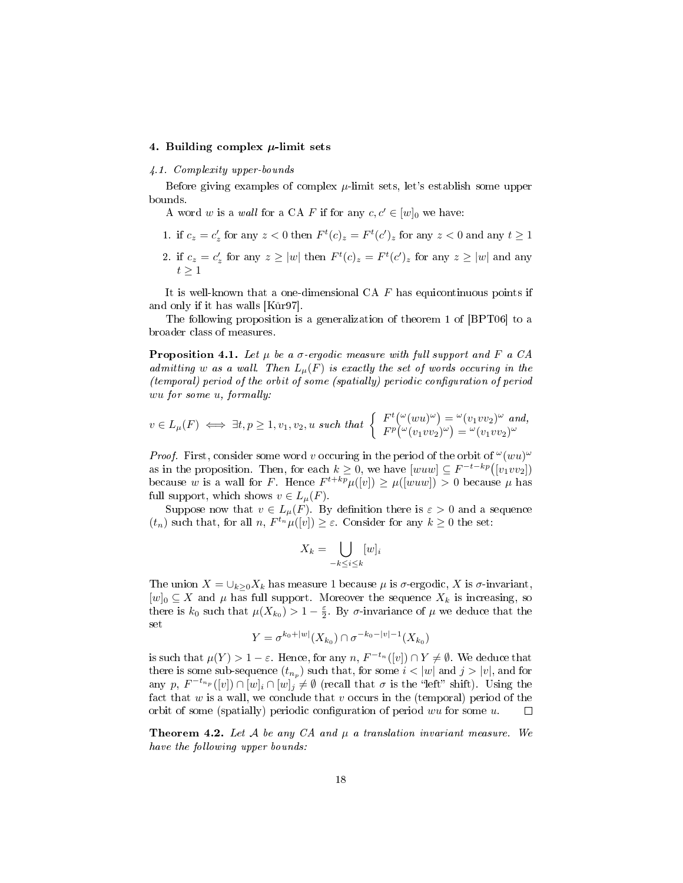## 4. Building complex $\mu$-limit sets

### 4.1. Complexity upper-bounds

Before giving examples of complex $\mu$-limit sets, let's establish some upper bounds.

A word $w$ is a *wall* for a CA $F$ if for any $c, c' \in [w]_0$ we have:

1. if $c_z = c'_z$ for any $z < 0$ then $F^t(c)_z = F^t(c')_z$ for any $z < 0$ and any $t \geq 1$
2. if $c_z = c'_z$ for any $z \geq |w|$ then $F^t(c)_z = F^t(c')_z$ for any $z \geq |w|$ and any $t \geq 1$

It is well-known that a one-dimensional CA $F$ has equicontinuous points if and only if it has walls [Kůr97].

The following proposition is a generalization of theorem 1 of [BPT06] to a broader class of measures.

**Proposition 4.1.** *Let $\mu$ be a $\sigma$-ergodic measure with full support and $F$ a CA admitting $w$ as a wall. Then $L_\mu(F)$ is exactly the set of words occuring in the (temporal) period of the orbit of some (spatially) periodic configuration of period $wu$ for some $u$, formally:*

$$v \in L_\mu(F) \iff \exists t, p \geq 1, v_1, v_2, u \text{ such that } \begin{cases} F^t\big({}^\omega(wu)^\omega\big) = {}^\omega(v_1 v v_2)^\omega \text{ and,} \\ F^p\big({}^\omega(v_1 v v_2)^\omega\big) = {}^\omega(v_1 v v_2)^\omega \end{cases}$$

*Proof.* First, consider some word $v$ occuring in the period of the orbit of ${}^\omega(wu)^\omega$ as in the proposition. Then, for each $k \geq 0$, we have $[wuw] \subseteq F^{-t-kp}\big([v_1 v v_2]\big)$ because $w$ is a wall for $F$. Hence $F^{t+kp}\mu([v]) \geq \mu([wuw]) > 0$ because $\mu$ has full support, which shows $v \in L_\mu(F)$.

Suppose now that $v \in L_\mu(F)$. By definition there is $\varepsilon > 0$ and a sequence $(t_n)$ such that, for all $n$, $F^{t_n}\mu([v]) \geq \varepsilon$. Consider for any $k \geq 0$ the set:

$$X_k = \bigcup_{-k \leq i \leq k} [w]_i$$

The union $X = \cup_{k \geq 0} X_k$ has measure 1 because $\mu$ is $\sigma$-ergodic, $X$ is $\sigma$-invariant, $[w]_0 \subseteq X$ and $\mu$ has full support. Moreover the sequence $X_k$ is increasing, so there is $k_0$ such that $\mu(X_{k_0}) > 1 - \frac{\varepsilon}{2}$. By $\sigma$-invariance of $\mu$ we deduce that the set

$$Y = \sigma^{k_0+|w|}(X_{k_0}) \cap \sigma^{-k_0-|v|-1}(X_{k_0})$$

is such that $\mu(Y) > 1 - \varepsilon$. Hence, for any $n$, $F^{-t_n}([v]) \cap Y \neq \emptyset$. We deduce that there is some sub-sequence $(t_{n_p})$ such that, for some $i < |w|$ and $j > |v|$, and for any $p$, $F^{-t_{n_p}}([v]) \cap [w]_i \cap [w]_j \neq \emptyset$ (recall that $\sigma$ is the "left" shift). Using the fact that $w$ is a wall, we conclude that $v$ occurs in the (temporal) period of the orbit of some (spatially) periodic configuration of period $wu$ for some $u$. $\square$

**Theorem 4.2.** *Let $\mathcal{A}$ be any CA and $\mu$ a translation invariant measure. We have the following upper bounds:*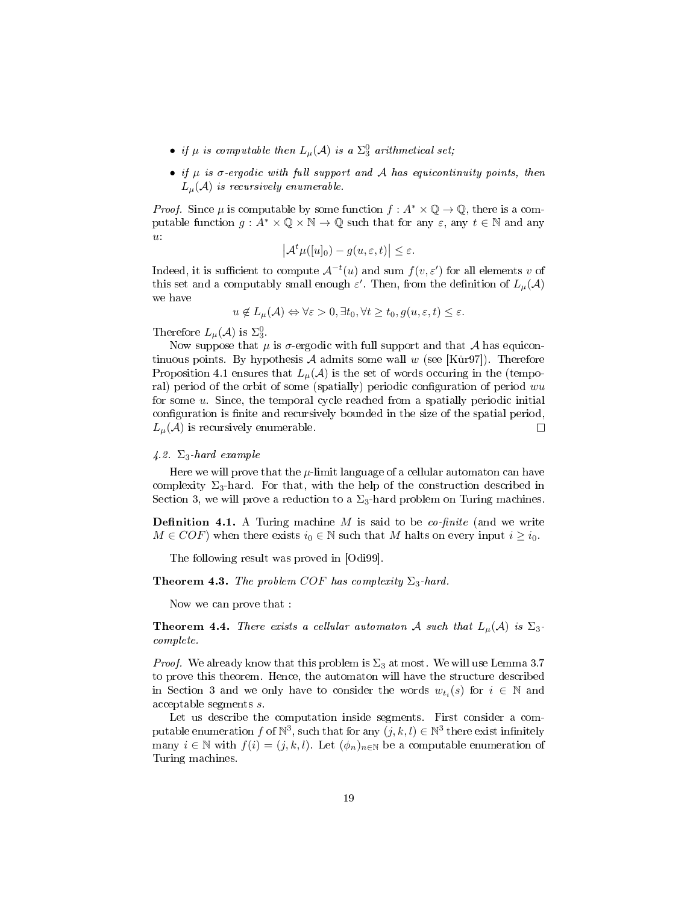- *if $\mu$ is computable then $L_\mu(\mathcal{A})$ is a $\Sigma_3^0$ arithmetical set;*
- *if $\mu$ is $\sigma$-ergodic with full support and $\mathcal{A}$ has equicontinuity points, then $L_\mu(\mathcal{A})$ is recursively enumerable.*

*Proof.* Since $\mu$ is computable by some function $f : A^* \times \mathbb{Q} \to \mathbb{Q}$, there is a computable function $g : A^* \times \mathbb{Q} \times \mathbb{N} \to \mathbb{Q}$ such that for any $\varepsilon$, any $t \in \mathbb{N}$ and any $u$:

$$\left|\mathcal{A}^t\mu([u]_0) - g(u, \varepsilon, t)\right| \leq \varepsilon.$$

Indeed, it is sufficient to compute $\mathcal{A}^{-t}(u)$ and sum $f(v, \varepsilon')$ for all elements $v$ of this set and a computably small enough $\varepsilon'$. Then, from the definition of $L_\mu(\mathcal{A})$ we have

$$u \notin L_\mu(\mathcal{A}) \Leftrightarrow \forall\varepsilon > 0, \exists t_0, \forall t \geq t_0, g(u, \varepsilon, t) \leq \varepsilon.$$

Therefore $L_\mu(\mathcal{A})$ is $\Sigma_3^0$.

Now suppose that $\mu$ is $\sigma$-ergodic with full support and that $\mathcal{A}$ has equicontinuous points. By hypothesis $\mathcal{A}$ admits some wall $w$ (see [Kůr97]). Therefore Proposition 4.1 ensures that $L_\mu(\mathcal{A})$ is the set of words occuring in the (temporal) period of the orbit of some (spatially) periodic configuration of period $wu$ for some $u$. Since, the temporal cycle reached from a spatially periodic initial configuration is finite and recursively bounded in the size of the spatial period, $L_\mu(\mathcal{A})$ is recursively enumerable. □

### 4.2. $\Sigma_3$-hard example

Here we will prove that the $\mu$-limit language of a cellular automaton can have complexity $\Sigma_3$-hard. For that, with the help of the construction described in Section 3, we will prove a reduction to a $\Sigma_3$-hard problem on Turing machines.

**Definition 4.1.** A Turing machine $M$ is said to be *co-finite* (and we write $M \in COF$) when there exists $i_0 \in \mathbb{N}$ such that $M$ halts on every input $i \geq i_0$.

The following result was proved in [Odi99].

**Theorem 4.3.** *The problem $COF$ has complexity $\Sigma_3$-hard.*

Now we can prove that :

**Theorem 4.4.** *There exists a cellular automaton $\mathcal{A}$ such that $L_\mu(\mathcal{A})$ is $\Sigma_3$-complete.*

*Proof.* We already know that this problem is $\Sigma_3$ at most. We will use Lemma 3.7 to prove this theorem. Hence, the automaton will have the structure described in Section 3 and we only have to consider the words $w_{t_i}(s)$ for $i \in \mathbb{N}$ and acceptable segments $s$.

Let us describe the computation inside segments. First consider a computable enumeration $f$ of $\mathbb{N}^3$, such that for any $(j, k, l) \in \mathbb{N}^3$ there exist infinitely many $i \in \mathbb{N}$ with $f(i) = (j, k, l)$. Let $(\phi_n)_{n\in\mathbb{N}}$ be a computable enumeration of Turing machines.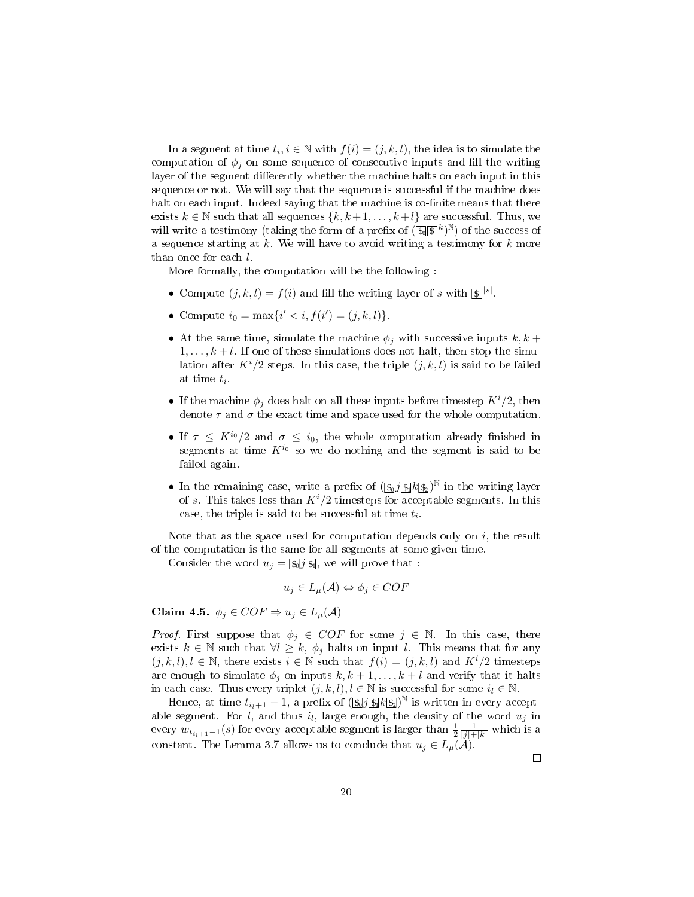In a segment at time $t_i, i \in \mathbb{N}$ with $f(i) = (j, k, l)$, the idea is to simulate the computation of $\phi_j$ on some sequence of consecutive inputs and fill the writing layer of the segment differently whether the machine halts on each input in this sequence or not. We will say that the sequence is successful if the machine does halt on each input. Indeed saying that the machine is co-finite means that there exists $k \in \mathbb{N}$ such that all sequences $\{k, k+1, \ldots, k+l\}$ are successful. Thus, we will write a testimony (taking the form of a prefix of $(\boxed{\$_0}\boxed{\$}^k)^{\mathbb{N}}$) of the success of a sequence starting at $k$. We will have to avoid writing a testimony for $k$ more than once for each $l$.

More formally, the computation will be the following :

- Compute $(j, k, l) = f(i)$ and fill the writing layer of $s$ with $\boxed{\$}^{|s|}$.
- Compute $i_0 = \max\{i' < i, f(i') = (j, k, l)\}$.
- At the same time, simulate the machine $\phi_j$ with successive inputs $k, k+1, \ldots, k+l$. If one of these simulations does not halt, then stop the simulation after $K^i/2$ steps. In this case, the triple $(j, k, l)$ is said to be failed at time $t_i$.
- If the machine $\phi_j$ does halt on all these inputs before timestep $K^i/2$, then denote $\tau$ and $\sigma$ the exact time and space used for the whole computation.
- If $\tau \leq K^{i_0}/2$ and $\sigma \leq i_0$, the whole computation already finished in segments at time $K^{i_0}$ so we do nothing and the segment is said to be failed again.
- In the remaining case, write a prefix of $(\boxed{\$_0}j\boxed{\$_1}k\boxed{\$_2})^{\mathbb{N}}$ in the writing layer of $s$. This takes less than $K^i/2$ timesteps for acceptable segments. In this case, the triple is said to be successful at time $t_i$.

Note that as the space used for computation depends only on $i$, the result of the computation is the same for all segments at some given time.

Consider the word $u_j = \boxed{\$_0}j\boxed{\$_1}$, we will prove that :

$$u_j \in L_\mu(\mathcal{A}) \Leftrightarrow \phi_j \in COF$$

**Claim 4.5.** $\phi_j \in COF \Rightarrow u_j \in L_\mu(\mathcal{A})$

*Proof.* First suppose that $\phi_j \in COF$ for some $j \in \mathbb{N}$. In this case, there exists $k \in \mathbb{N}$ such that $\forall l \geq k$, $\phi_j$ halts on input $l$. This means that for any $(j, k, l), l \in \mathbb{N}$, there exists $i \in \mathbb{N}$ such that $f(i) = (j, k, l)$ and $K^i/2$ timesteps are enough to simulate $\phi_j$ on inputs $k, k+1, \ldots, k+l$ and verify that it halts in each case. Thus every triplet $(j, k, l), l \in \mathbb{N}$ is successful for some $i_l \in \mathbb{N}$.

Hence, at time $t_{i_l+1} - 1$, a prefix of $(\boxed{\$_0}j\boxed{\$_1}k\boxed{\$_2})^{\mathbb{N}}$ is written in every acceptable segment. For $l$, and thus $i_l$, large enough, the density of the word $u_j$ in every $w_{t_{i_l+1}-1}(s)$ for every acceptable segment is larger than $\frac{1}{2}\frac{1}{|j|+|k|}$ which is a constant. The Lemma 3.7 allows us to conclude that $u_j \in L_\mu(\mathcal{A})$.

∎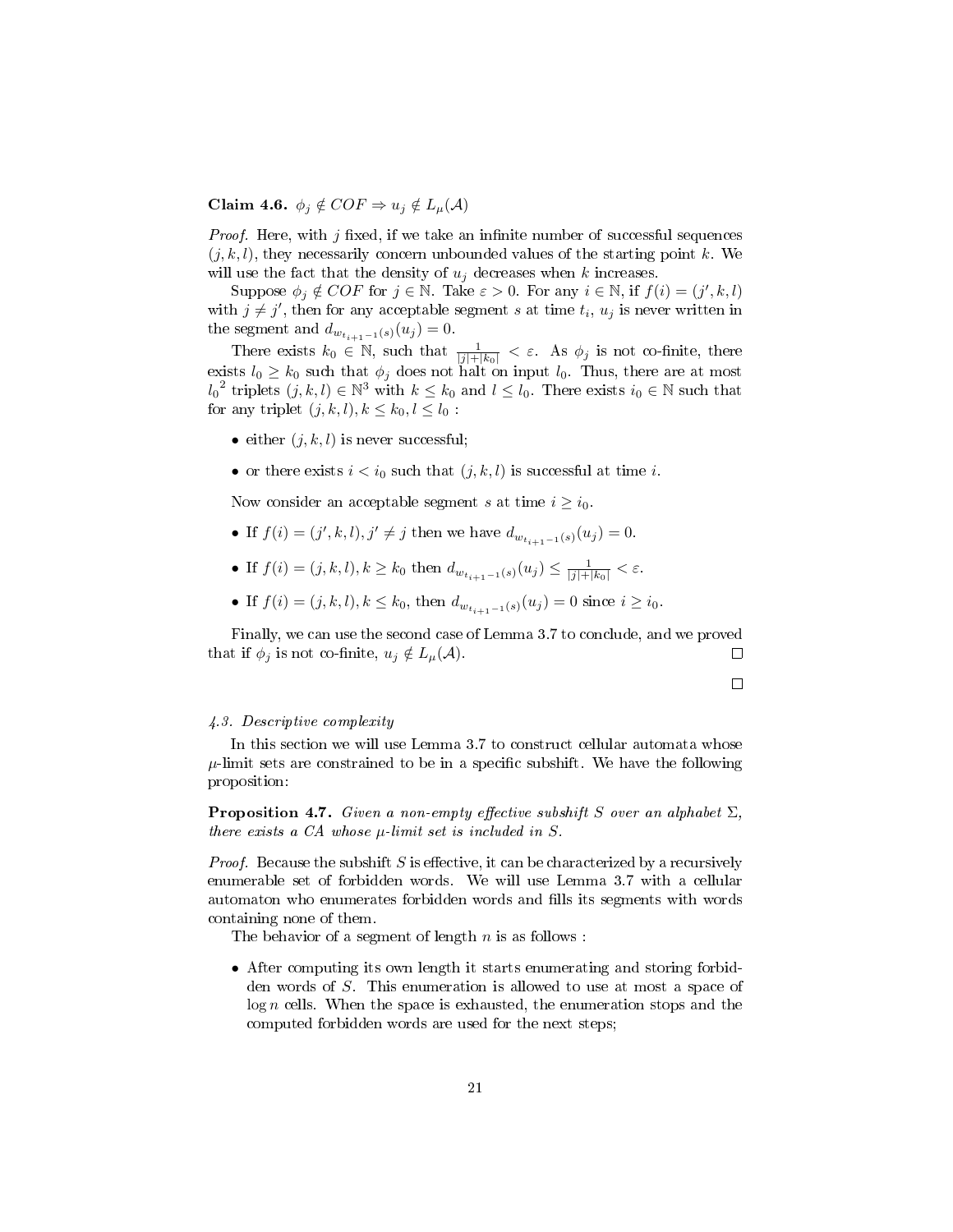**Claim 4.6.** $\phi_j \notin COF \Rightarrow u_j \notin L_\mu(\mathcal{A})$

*Proof.* Here, with $j$ fixed, if we take an infinite number of successful sequences $(j, k, l)$, they necessarily concern unbounded values of the starting point $k$. We will use the fact that the density of $u_j$ decreases when $k$ increases.

Suppose $\phi_j \notin COF$ for $j \in \mathbb{N}$. Take $\varepsilon > 0$. For any $i \in \mathbb{N}$, if $f(i) = (j', k, l)$ with $j \neq j'$, then for any acceptable segment $s$ at time $t_i$, $u_j$ is never written in the segment and $d_{w_{t_{i+1}-1}(s)}(u_j) = 0$.

There exists $k_0 \in \mathbb{N}$, such that $\frac{1}{|j|+|k_0|} < \varepsilon$. As $\phi_j$ is not co-finite, there exists $l_0 \geq k_0$ such that $\phi_j$ does not halt on input $l_0$. Thus, there are at most ${l_0}^2$ triplets $(j, k, l) \in \mathbb{N}^3$ with $k \leq k_0$ and $l \leq l_0$. There exists $i_0 \in \mathbb{N}$ such that for any triplet $(j, k, l), k \leq k_0, l \leq l_0$ :

- either $(j, k, l)$ is never successful;
- or there exists $i < i_0$ such that $(j, k, l)$ is successful at time $i$.

Now consider an acceptable segment $s$ at time $i \geq i_0$.

- If $f(i) = (j', k, l), j' \neq j$ then we have $d_{w_{t_{i+1}-1}(s)}(u_j) = 0$.
- If $f(i) = (j, k, l), k \geq k_0$ then $d_{w_{t_{i+1}-1}(s)}(u_j) \leq \frac{1}{|j|+|k_0|} < \varepsilon$.
- If $f(i) = (j, k, l), k \leq k_0$, then $d_{w_{t_{i+1}-1}(s)}(u_j) = 0$ since $i \geq i_0$.

Finally, we can use the second case of Lemma 3.7 to conclude, and we proved that if $\phi_j$ is not co-finite, $u_j \notin L_\mu(\mathcal{A})$. □

□

*4.3. Descriptive complexity*

In this section we will use Lemma 3.7 to construct cellular automata whose $\mu$-limit sets are constrained to be in a specific subshift. We have the following proposition:

**Proposition 4.7.** *Given a non-empty effective subshift $S$ over an alphabet $\Sigma$, there exists a CA whose $\mu$-limit set is included in $S$.*

*Proof.* Because the subshift $S$ is effective, it can be characterized by a recursively enumerable set of forbidden words. We will use Lemma 3.7 with a cellular automaton who enumerates forbidden words and fills its segments with words containing none of them.

The behavior of a segment of length $n$ is as follows :

- After computing its own length it starts enumerating and storing forbidden words of $S$. This enumeration is allowed to use at most a space of $\log n$ cells. When the space is exhausted, the enumeration stops and the computed forbidden words are used for the next steps;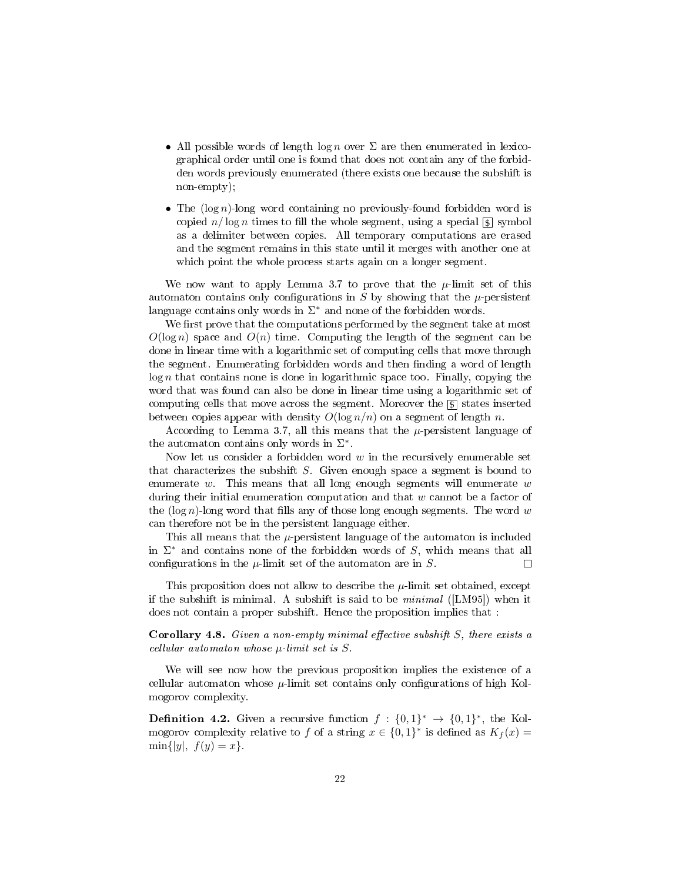- All possible words of length $\log n$ over $\Sigma$ are then enumerated in lexicographical order until one is found that does not contain any of the forbidden words previously enumerated (there exists one because the subshift is non-empty);
- The $(\log n)$-long word containing no previously-found forbidden word is copied $n/\log n$ times to fill the whole segment, using a special $\boxed{\$}$ symbol as a delimiter between copies. All temporary computations are erased and the segment remains in this state until it merges with another one at which point the whole process starts again on a longer segment.

We now want to apply Lemma 3.7 to prove that the $\mu$-limit set of this automaton contains only configurations in $S$ by showing that the $\mu$-persistent language contains only words in $\Sigma^*$ and none of the forbidden words.

We first prove that the computations performed by the segment take at most $O(\log n)$ space and $O(n)$ time. Computing the length of the segment can be done in linear time with a logarithmic set of computing cells that move through the segment. Enumerating forbidden words and then finding a word of length $\log n$ that contains none is done in logarithmic space too. Finally, copying the word that was found can also be done in linear time using a logarithmic set of computing cells that move across the segment. Moreover the $\boxed{\$}$ states inserted between copies appear with density $O(\log n/n)$ on a segment of length $n$.

According to Lemma 3.7, all this means that the $\mu$-persistent language of the automaton contains only words in $\Sigma^*$.

Now let us consider a forbidden word $w$ in the recursively enumerable set that characterizes the subshift $S$. Given enough space a segment is bound to enumerate $w$. This means that all long enough segments will enumerate $w$ during their initial enumeration computation and that $w$ cannot be a factor of the $(\log n)$-long word that fills any of those long enough segments. The word $w$ can therefore not be in the persistent language either.

This all means that the $\mu$-persistent language of the automaton is included in $\Sigma^*$ and contains none of the forbidden words of $S$, which means that all configurations in the $\mu$-limit set of the automaton are in $S$. $\square$

This proposition does not allow to describe the $\mu$-limit set obtained, except if the subshift is minimal. A subshift is said to be *minimal* ([LM95]) when it does not contain a proper subshift. Hence the proposition implies that :

**Corollary 4.8.** *Given a non-empty minimal effective subshift $S$, there exists a cellular automaton whose $\mu$-limit set is $S$.*

We will see now how the previous proposition implies the existence of a cellular automaton whose $\mu$-limit set contains only configurations of high Kolmogorov complexity.

**Definition 4.2.** Given a recursive function $f : \{0,1\}^* \to \{0,1\}^*$, the Kolmogorov complexity relative to $f$ of a string $x \in \{0,1\}^*$ is defined as $K_f(x) = \min\{|y|,\ f(y) = x\}$.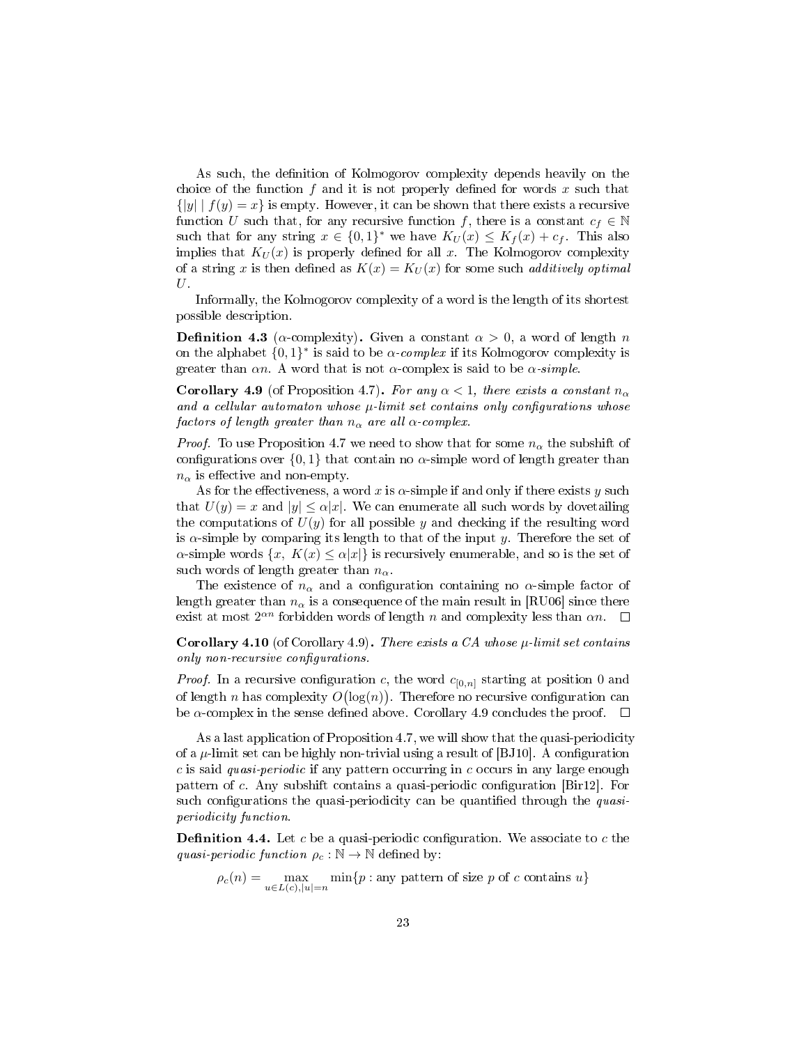As such, the definition of Kolmogorov complexity depends heavily on the choice of the function $f$ and it is not properly defined for words $x$ such that $\{|y| \mid f(y) = x\}$ is empty. However, it can be shown that there exists a recursive function $U$ such that, for any recursive function $f$, there is a constant $c_f \in \mathbb{N}$ such that for any string $x \in \{0,1\}^*$ we have $K_U(x) \leq K_f(x) + c_f$. This also implies that $K_U(x)$ is properly defined for all $x$. The Kolmogorov complexity of a string $x$ is then defined as $K(x) = K_U(x)$ for some such *additively optimal* $U$.

Informally, the Kolmogorov complexity of a word is the length of its shortest possible description.

**Definition 4.3** ($\alpha$-complexity)**.** Given a constant $\alpha > 0$, a word of length $n$ on the alphabet $\{0,1\}^*$ is said to be *$\alpha$-complex* if its Kolmogorov complexity is greater than $\alpha n$. A word that is not $\alpha$-complex is said to be *$\alpha$-simple*.

**Corollary 4.9** (of Proposition 4.7)**.** *For any $\alpha < 1$, there exists a constant $n_\alpha$ and a cellular automaton whose $\mu$-limit set contains only configurations whose factors of length greater than $n_\alpha$ are all $\alpha$-complex.*

*Proof.* To use Proposition 4.7 we need to show that for some $n_\alpha$ the subshift of configurations over $\{0,1\}$ that contain no $\alpha$-simple word of length greater than $n_\alpha$ is effective and non-empty.

As for the effectiveness, a word $x$ is $\alpha$-simple if and only if there exists $y$ such that $U(y) = x$ and $|y| \leq \alpha|x|$. We can enumerate all such words by dovetailing the computations of $U(y)$ for all possible $y$ and checking if the resulting word is $\alpha$-simple by comparing its length to that of the input $y$. Therefore the set of $\alpha$-simple words $\{x,\ K(x) \leq \alpha|x|\}$ is recursively enumerable, and so is the set of such words of length greater than $n_\alpha$.

The existence of $n_\alpha$ and a configuration containing no $\alpha$-simple factor of length greater than $n_\alpha$ is a consequence of the main result in [RU06] since there exist at most $2^{\alpha n}$ forbidden words of length $n$ and complexity less than $\alpha n$. $\square$

**Corollary 4.10** (of Corollary 4.9)**.** *There exists a CA whose $\mu$-limit set contains only non-recursive configurations.*

*Proof.* In a recursive configuration $c$, the word $c_{[0,n]}$ starting at position 0 and of length $n$ has complexity $O\big(\log(n)\big)$. Therefore no recursive configuration can be $\alpha$-complex in the sense defined above. Corollary 4.9 concludes the proof. $\square$

As a last application of Proposition 4.7, we will show that the quasi-periodicity of a $\mu$-limit set can be highly non-trivial using a result of [BJ10]. A configuration $c$ is said *quasi-periodic* if any pattern occurring in $c$ occurs in any large enough pattern of $c$. Any subshift contains a quasi-periodic configuration [Bir12]. For such configurations the quasi-periodicity can be quantified through the *quasi-periodicity function*.

**Definition 4.4.** Let $c$ be a quasi-periodic configuration. We associate to $c$ the *quasi-periodic function* $\rho_c : \mathbb{N} \to \mathbb{N}$ defined by:

$$\rho_c(n) = \max_{u \in L(c), |u|=n} \min\{p : \text{any pattern of size } p \text{ of } c \text{ contains } u\}$$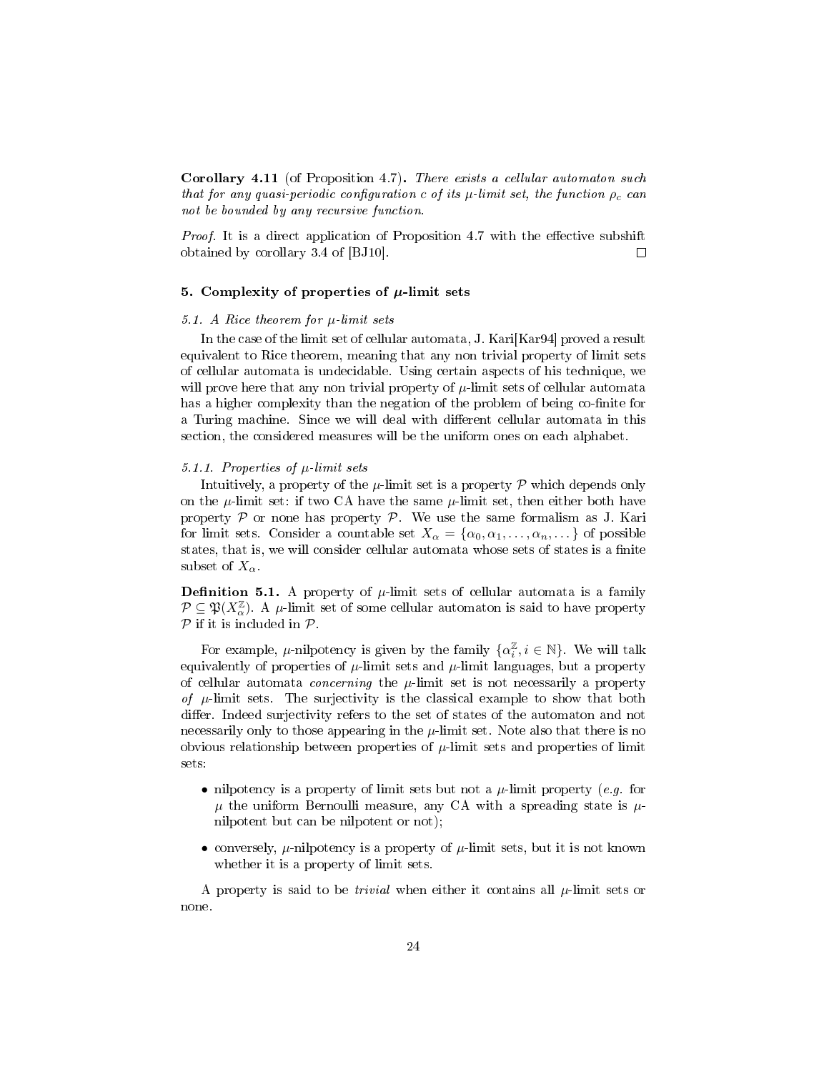**Corollary 4.11** (of Proposition 4.7)**.** *There exists a cellular automaton such that for any quasi-periodic configuration c of its $\mu$-limit set, the function $\rho_c$ can not be bounded by any recursive function.*

*Proof.* It is a direct application of Proposition 4.7 with the effective subshift obtained by corollary 3.4 of [BJ10]. □

## 5. Complexity of properties of $\mu$-limit sets

### *5.1. A Rice theorem for $\mu$-limit sets*

In the case of the limit set of cellular automata, J. Kari[Kar94] proved a result equivalent to Rice theorem, meaning that any non trivial property of limit sets of cellular automata is undecidable. Using certain aspects of his technique, we will prove here that any non trivial property of $\mu$-limit sets of cellular automata has a higher complexity than the negation of the problem of being co-finite for a Turing machine. Since we will deal with different cellular automata in this section, the considered measures will be the uniform ones on each alphabet.

#### *5.1.1. Properties of $\mu$-limit sets*

Intuitively, a property of the $\mu$-limit set is a property $\mathcal{P}$ which depends only on the $\mu$-limit set: if two CA have the same $\mu$-limit set, then either both have property $\mathcal{P}$ or none has property $\mathcal{P}$. We use the same formalism as J. Kari for limit sets. Consider a countable set $X_\alpha = \{\alpha_0, \alpha_1, \ldots, \alpha_n, \ldots\}$ of possible states, that is, we will consider cellular automata whose sets of states is a finite subset of $X_\alpha$.

**Definition 5.1.** A property of $\mu$-limit sets of cellular automata is a family $\mathcal{P} \subseteq \mathfrak{P}(X_\alpha^{\mathbb{Z}})$. A $\mu$-limit set of some cellular automaton is said to have property $\mathcal{P}$ if it is included in $\mathcal{P}$.

For example, $\mu$-nilpotency is given by the family $\{\alpha_i^{\mathbb{Z}}, i \in \mathbb{N}\}$. We will talk equivalently of properties of $\mu$-limit sets and $\mu$-limit languages, but a property of cellular automata *concerning* the $\mu$-limit set is not necessarily a property *of* $\mu$-limit sets. The surjectivity is the classical example to show that both differ. Indeed surjectivity refers to the set of states of the automaton and not necessarily only to those appearing in the $\mu$-limit set. Note also that there is no obvious relationship between properties of $\mu$-limit sets and properties of limit sets:

- nilpotency is a property of limit sets but not a $\mu$-limit property (*e.g.* for $\mu$ the uniform Bernoulli measure, any CA with a spreading state is $\mu$-nilpotent but can be nilpotent or not);
- conversely, $\mu$-nilpotency is a property of $\mu$-limit sets, but it is not known whether it is a property of limit sets.

A property is said to be *trivial* when either it contains all $\mu$-limit sets or none.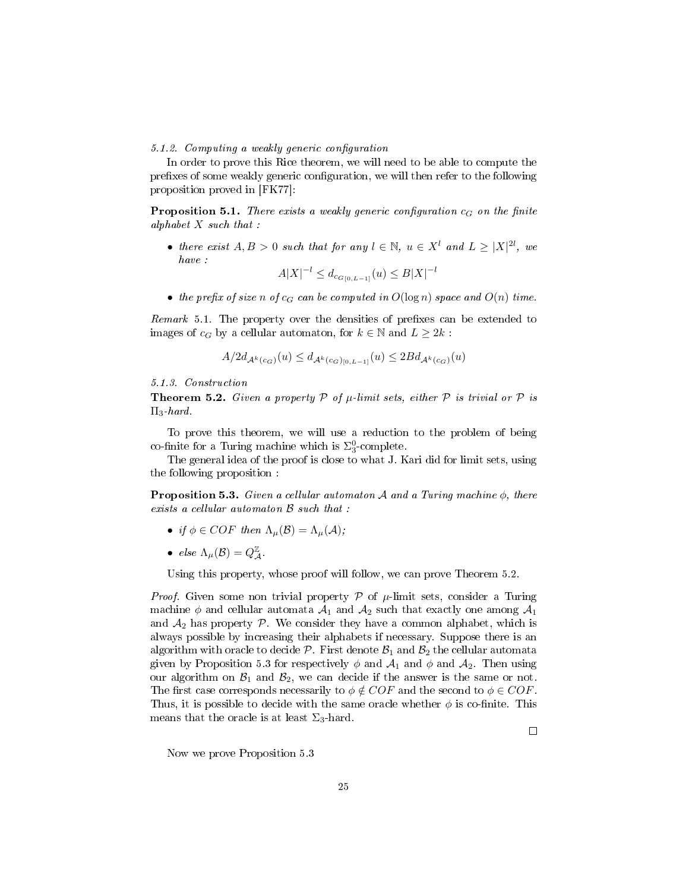#### 5.1.2. Computing a weakly generic configuration

In order to prove this Rice theorem, we will need to be able to compute the prefixes of some weakly generic configuration, we will then refer to the following proposition proved in [FK77]:

**Proposition 5.1.** *There exists a weakly generic configuration $c_G$ on the finite alphabet $X$ such that :*

- *there exist $A, B > 0$ such that for any $l \in \mathbb{N}$, $u \in X^l$ and $L \geq |X|^{2l}$, we have :*

$$A|X|^{-l} \leq d_{c_{G[0,L-1]}}(u) \leq B|X|^{-l}$$

- *the prefix of size $n$ of $c_G$ can be computed in $O(\log n)$ space and $O(n)$ time.*

*Remark* 5.1. The property over the densities of prefixes can be extended to images of $c_G$ by a cellular automaton, for $k \in \mathbb{N}$ and $L \geq 2k$ :

$$A/2 d_{\mathcal{A}^k(c_G)}(u) \leq d_{\mathcal{A}^k(c_G)_{[0,L-1]}}(u) \leq 2B d_{\mathcal{A}^k(c_G)}(u)$$

#### 5.1.3. Construction

**Theorem 5.2.** *Given a property $\mathcal{P}$ of $\mu$-limit sets, either $\mathcal{P}$ is trivial or $\mathcal{P}$ is $\Pi_3$-hard.*

To prove this theorem, we will use a reduction to the problem of being co-finite for a Turing machine which is $\Sigma_3^0$-complete.

The general idea of the proof is close to what J. Kari did for limit sets, using the following proposition :

**Proposition 5.3.** *Given a cellular automaton $\mathcal{A}$ and a Turing machine $\phi$, there exists a cellular automaton $\mathcal{B}$ such that :*

- *if $\phi \in COF$ then $\Lambda_\mu(\mathcal{B}) = \Lambda_\mu(\mathcal{A})$;*
- *else $\Lambda_\mu(\mathcal{B}) = Q_{\mathcal{A}}^{\mathbb{Z}}$.*

Using this property, whose proof will follow, we can prove Theorem 5.2.

*Proof.* Given some non trivial property $\mathcal{P}$ of $\mu$-limit sets, consider a Turing machine $\phi$ and cellular automata $\mathcal{A}_1$ and $\mathcal{A}_2$ such that exactly one among $\mathcal{A}_1$ and $\mathcal{A}_2$ has property $\mathcal{P}$. We consider they have a common alphabet, which is always possible by increasing their alphabets if necessary. Suppose there is an algorithm with oracle to decide $\mathcal{P}$. First denote $\mathcal{B}_1$ and $\mathcal{B}_2$ the cellular automata given by Proposition 5.3 for respectively $\phi$ and $\mathcal{A}_1$ and $\phi$ and $\mathcal{A}_2$. Then using our algorithm on $\mathcal{B}_1$ and $\mathcal{B}_2$, we can decide if the answer is the same or not. The first case corresponds necessarily to $\phi \notin COF$ and the second to $\phi \in COF$. Thus, it is possible to decide with the same oracle whether $\phi$ is co-finite. This means that the oracle is at least $\Sigma_3$-hard. □

Now we prove Proposition 5.3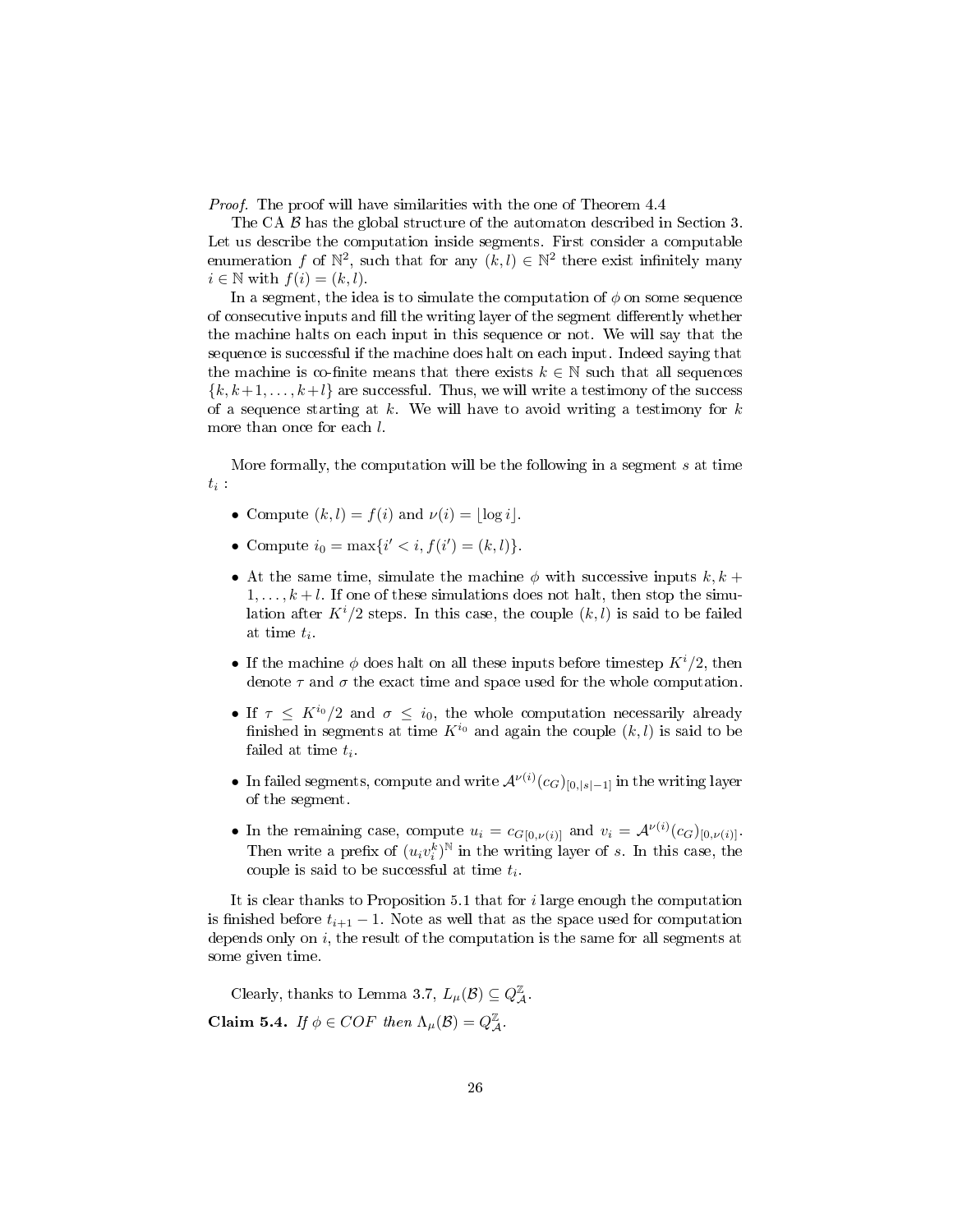*Proof.* The proof will have similarities with the one of Theorem 4.4

The CA $\mathcal{B}$ has the global structure of the automaton described in Section 3. Let us describe the computation inside segments. First consider a computable enumeration $f$ of $\mathbb{N}^2$, such that for any $(k,l) \in \mathbb{N}^2$ there exist infinitely many $i \in \mathbb{N}$ with $f(i) = (k,l)$.

In a segment, the idea is to simulate the computation of $\phi$ on some sequence of consecutive inputs and fill the writing layer of the segment differently whether the machine halts on each input in this sequence or not. We will say that the sequence is successful if the machine does halt on each input. Indeed saying that the machine is co-finite means that there exists $k \in \mathbb{N}$ such that all sequences $\{k, k+1, \ldots, k+l\}$ are successful. Thus, we will write a testimony of the success of a sequence starting at $k$. We will have to avoid writing a testimony for $k$ more than once for each $l$.

More formally, the computation will be the following in a segment $s$ at time $t_i$ :

- Compute $(k,l) = f(i)$ and $\nu(i) = \lfloor \log i \rfloor$.
- Compute $i_0 = \max\{i' < i, f(i') = (k,l)\}$.
- At the same time, simulate the machine $\phi$ with successive inputs $k, k+1, \ldots, k+l$. If one of these simulations does not halt, then stop the simulation after $K^i/2$ steps. In this case, the couple $(k,l)$ is said to be failed at time $t_i$.
- If the machine $\phi$ does halt on all these inputs before timestep $K^i/2$, then denote $\tau$ and $\sigma$ the exact time and space used for the whole computation.
- If $\tau \leq K^{i_0}/2$ and $\sigma \leq i_0$, the whole computation necessarily already finished in segments at time $K^{i_0}$ and again the couple $(k,l)$ is said to be failed at time $t_i$.
- In failed segments, compute and write $\mathcal{A}^{\nu(i)}(c_G)_{[0,|s|-1]}$ in the writing layer of the segment.
- In the remaining case, compute $u_i = c_{G[0,\nu(i)]}$ and $v_i = \mathcal{A}^{\nu(i)}(c_G)_{[0,\nu(i)]}$. Then write a prefix of $(u_i v_i^k)^{\mathbb{N}}$ in the writing layer of $s$. In this case, the couple is said to be successful at time $t_i$.

It is clear thanks to Proposition 5.1 that for $i$ large enough the computation is finished before $t_{i+1} - 1$. Note as well that as the space used for computation depends only on $i$, the result of the computation is the same for all segments at some given time.

Clearly, thanks to Lemma 3.7, $L_\mu(\mathcal{B}) \subseteq Q_{\mathcal{A}}^{\mathbb{Z}}$.

**Claim 5.4.** *If $\phi \in COF$ then $\Lambda_\mu(\mathcal{B}) = Q_{\mathcal{A}}^{\mathbb{Z}}$.*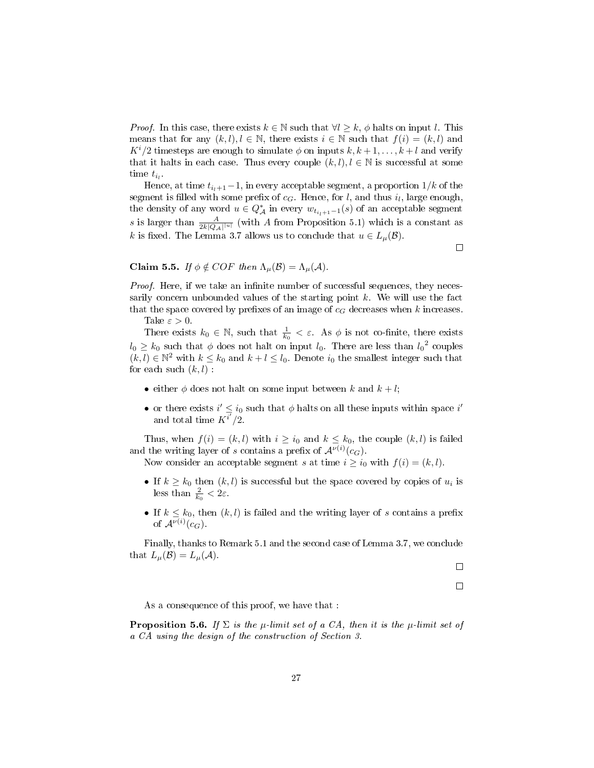*Proof.* In this case, there exists $k \in \mathbb{N}$ such that $\forall l \geq k$, $\phi$ halts on input $l$. This means that for any $(k,l), l \in \mathbb{N}$, there exists $i \in \mathbb{N}$ such that $f(i) = (k,l)$ and $K^i/2$ timesteps are enough to simulate $\phi$ on inputs $k, k+1, \ldots, k+l$ and verify that it halts in each case. Thus every couple $(k,l), l \in \mathbb{N}$ is successful at some time $t_{i_l}$.

Hence, at time $t_{i_l+1}-1$, in every acceptable segment, a proportion $1/k$ of the segment is filled with some prefix of $c_G$. Hence, for $l$, and thus $i_l$, large enough, the density of any word $u \in Q_{\mathcal{A}}^*$ in every $w_{t_{i_l+1}-1}(s)$ of an acceptable segment $s$ is larger than $\frac{A}{2k|Q_{\mathcal{A}}|^{|u|}}$ (with $A$ from Proposition 5.1) which is a constant as $k$ is fixed. The Lemma 3.7 allows us to conclude that $u \in L_\mu(\mathcal{B})$.

□

**Claim 5.5.** *If $\phi \notin COF$ then $\Lambda_\mu(\mathcal{B}) = \Lambda_\mu(\mathcal{A})$.*

*Proof.* Here, if we take an infinite number of successful sequences, they necessarily concern unbounded values of the starting point $k$. We will use the fact that the space covered by prefixes of an image of $c_G$ decreases when $k$ increases.

Take $\varepsilon > 0$.

There exists $k_0 \in \mathbb{N}$, such that $\frac{1}{k_0} < \varepsilon$. As $\phi$ is not co-finite, there exists $l_0 \geq k_0$ such that $\phi$ does not halt on input $l_0$. There are less than ${l_0}^2$ couples $(k,l) \in \mathbb{N}^2$ with $k \leq k_0$ and $k+l \leq l_0$. Denote $i_0$ the smallest integer such that for each such $(k,l)$ :

- either $\phi$ does not halt on some input between $k$ and $k+l$;
- or there exists $i' \leq i_0$ such that $\phi$ halts on all these inputs within space $i'$ and total time $K^{i'}/2$.

Thus, when $f(i) = (k,l)$ with $i \geq i_0$ and $k \leq k_0$, the couple $(k,l)$ is failed and the writing layer of $s$ contains a prefix of $\mathcal{A}^{\nu(i)}(c_G)$.

Now consider an acceptable segment $s$ at time $i \geq i_0$ with $f(i) = (k,l)$.

- If $k \geq k_0$ then $(k,l)$ is successful but the space covered by copies of $u_i$ is less than $\frac{2}{k_0} < 2\varepsilon$.
- If $k \leq k_0$, then $(k,l)$ is failed and the writing layer of $s$ contains a prefix of $\mathcal{A}^{\nu(i)}(c_G)$.

Finally, thanks to Remark 5.1 and the second case of Lemma 3.7, we conclude that $L_\mu(\mathcal{B}) = L_\mu(\mathcal{A})$.

□

□

As a consequence of this proof, we have that :

**Proposition 5.6.** *If $\Sigma$ is the $\mu$-limit set of a CA, then it is the $\mu$-limit set of a CA using the design of the construction of Section 3.*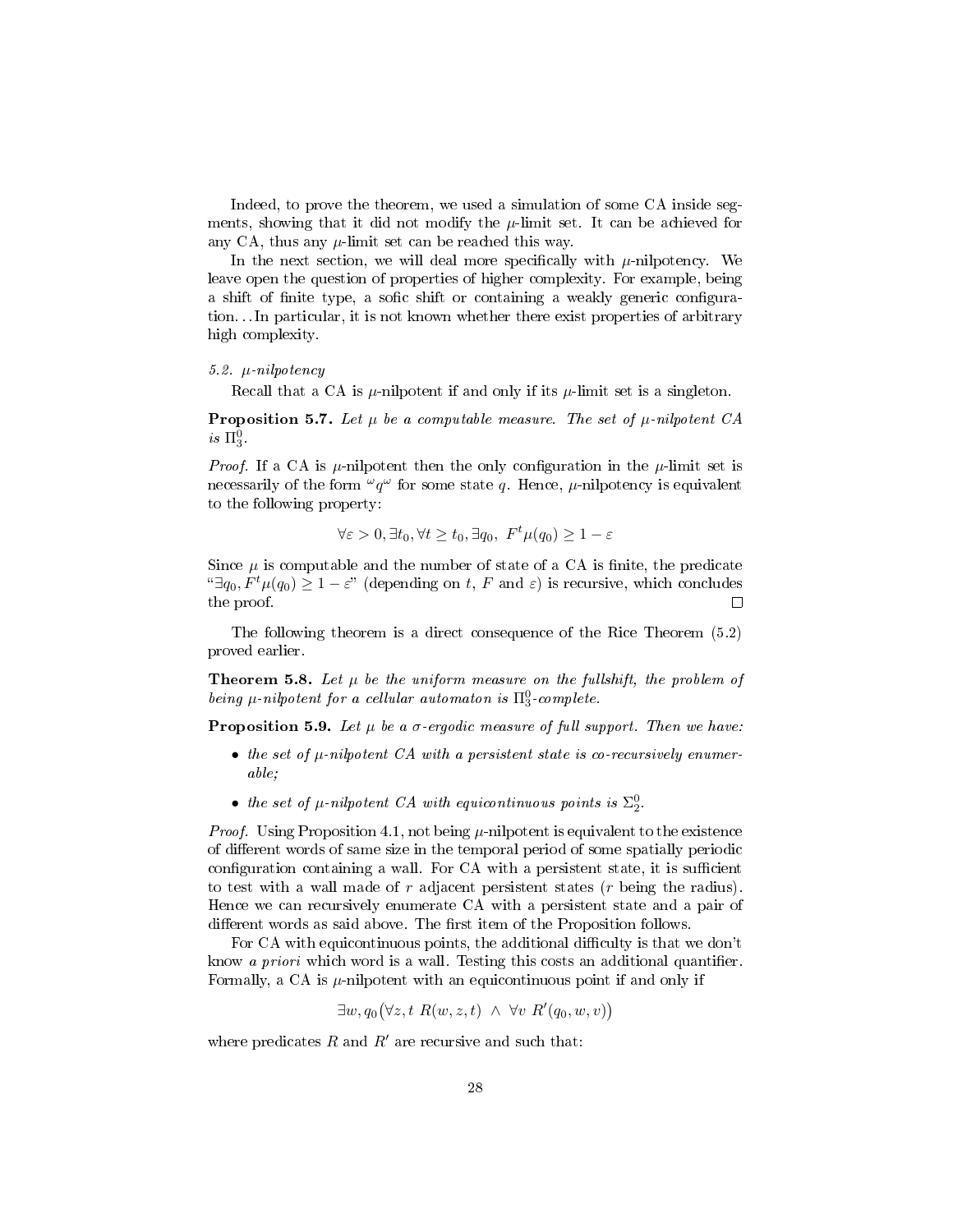Indeed, to prove the theorem, we used a simulation of some CA inside segments, showing that it did not modify the $\mu$-limit set. It can be achieved for any CA, thus any $\mu$-limit set can be reached this way.

In the next section, we will deal more specifically with $\mu$-nilpotency. We leave open the question of properties of higher complexity. For example, being a shift of finite type, a sofic shift or containing a weakly generic configuration... In particular, it is not known whether there exist properties of arbitrary high complexity.

### 5.2. $\mu$-nilpotency

Recall that a CA is $\mu$-nilpotent if and only if its $\mu$-limit set is a singleton.

**Proposition 5.7.** *Let $\mu$ be a computable measure. The set of $\mu$-nilpotent CA is $\Pi^0_3$.*

*Proof.* If a CA is $\mu$-nilpotent then the only configuration in the $\mu$-limit set is necessarily of the form ${}^{\omega}q^{\omega}$ for some state $q$. Hence, $\mu$-nilpotency is equivalent to the following property:

$$\forall \varepsilon > 0, \exists t_0, \forall t \geq t_0, \exists q_0,\ F^t\mu(q_0) \geq 1 - \varepsilon$$

Since $\mu$ is computable and the number of state of a CA is finite, the predicate "$\exists q_0, F^t\mu(q_0) \geq 1 - \varepsilon$" (depending on $t$, $F$ and $\varepsilon$) is recursive, which concludes the proof. $\square$

The following theorem is a direct consequence of the Rice Theorem (5.2) proved earlier.

**Theorem 5.8.** *Let $\mu$ be the uniform measure on the fullshift, the problem of being $\mu$-nilpotent for a cellular automaton is $\Pi^0_3$-complete.*

**Proposition 5.9.** *Let $\mu$ be a $\sigma$-ergodic measure of full support. Then we have:*

- *the set of $\mu$-nilpotent CA with a persistent state is co-recursively enumerable;*
- *the set of $\mu$-nilpotent CA with equicontinuous points is $\Sigma^0_2$.*

*Proof.* Using Proposition 4.1, not being $\mu$-nilpotent is equivalent to the existence of different words of same size in the temporal period of some spatially periodic configuration containing a wall. For CA with a persistent state, it is sufficient to test with a wall made of $r$ adjacent persistent states ($r$ being the radius). Hence we can recursively enumerate CA with a persistent state and a pair of different words as said above. The first item of the Proposition follows.

For CA with equicontinuous points, the additional difficulty is that we don't know *a priori* which word is a wall. Testing this costs an additional quantifier. Formally, a CA is $\mu$-nilpotent with an equicontinuous point if and only if

$$\exists w, q_0 \big(\forall z, t\ R(w, z, t)\ \wedge\ \forall v\ R'(q_0, w, v)\big)$$

where predicates $R$ and $R'$ are recursive and such that: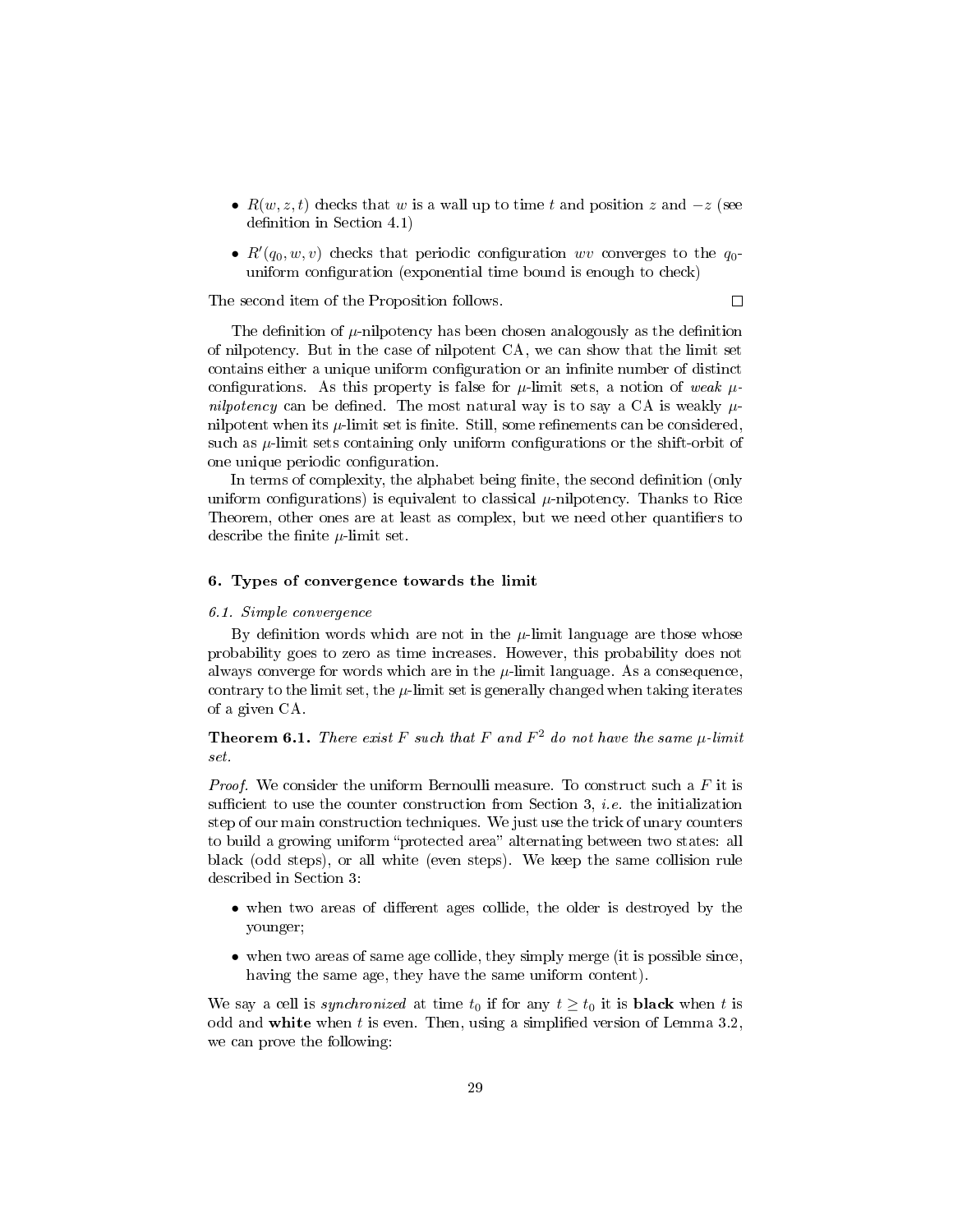- $R(w, z, t)$ checks that $w$ is a wall up to time $t$ and position $z$ and $-z$ (see definition in Section 4.1)
- $R'(q_0, w, v)$ checks that periodic configuration $wv$ converges to the $q_0$-uniform configuration (exponential time bound is enough to check)

The second item of the Proposition follows. □

The definition of $\mu$-nilpotency has been chosen analogously as the definition of nilpotency. But in the case of nilpotent CA, we can show that the limit set contains either a unique uniform configuration or an infinite number of distinct configurations. As this property is false for $\mu$-limit sets, a notion of *weak $\mu$-nilpotency* can be defined. The most natural way is to say a CA is weakly $\mu$-nilpotent when its $\mu$-limit set is finite. Still, some refinements can be considered, such as $\mu$-limit sets containing only uniform configurations or the shift-orbit of one unique periodic configuration.

In terms of complexity, the alphabet being finite, the second definition (only uniform configurations) is equivalent to classical $\mu$-nilpotency. Thanks to Rice Theorem, other ones are at least as complex, but we need other quantifiers to describe the finite $\mu$-limit set.

## 6. Types of convergence towards the limit

### 6.1. Simple convergence

By definition words which are not in the $\mu$-limit language are those whose probability goes to zero as time increases. However, this probability does not always converge for words which are in the $\mu$-limit language. As a consequence, contrary to the limit set, the $\mu$-limit set is generally changed when taking iterates of a given CA.

**Theorem 6.1.** *There exist $F$ such that $F$ and $F^2$ do not have the same $\mu$-limit set.*

*Proof.* We consider the uniform Bernoulli measure. To construct such a $F$ it is sufficient to use the counter construction from Section 3, *i.e.* the initialization step of our main construction techniques. We just use the trick of unary counters to build a growing uniform "protected area" alternating between two states: all black (odd steps), or all white (even steps). We keep the same collision rule described in Section 3:

- when two areas of different ages collide, the older is destroyed by the younger;
- when two areas of same age collide, they simply merge (it is possible since, having the same age, they have the same uniform content).

We say a cell is *synchronized* at time $t_0$ if for any $t \geq t_0$ it is **black** when $t$ is odd and **white** when $t$ is even. Then, using a simplified version of Lemma 3.2, we can prove the following: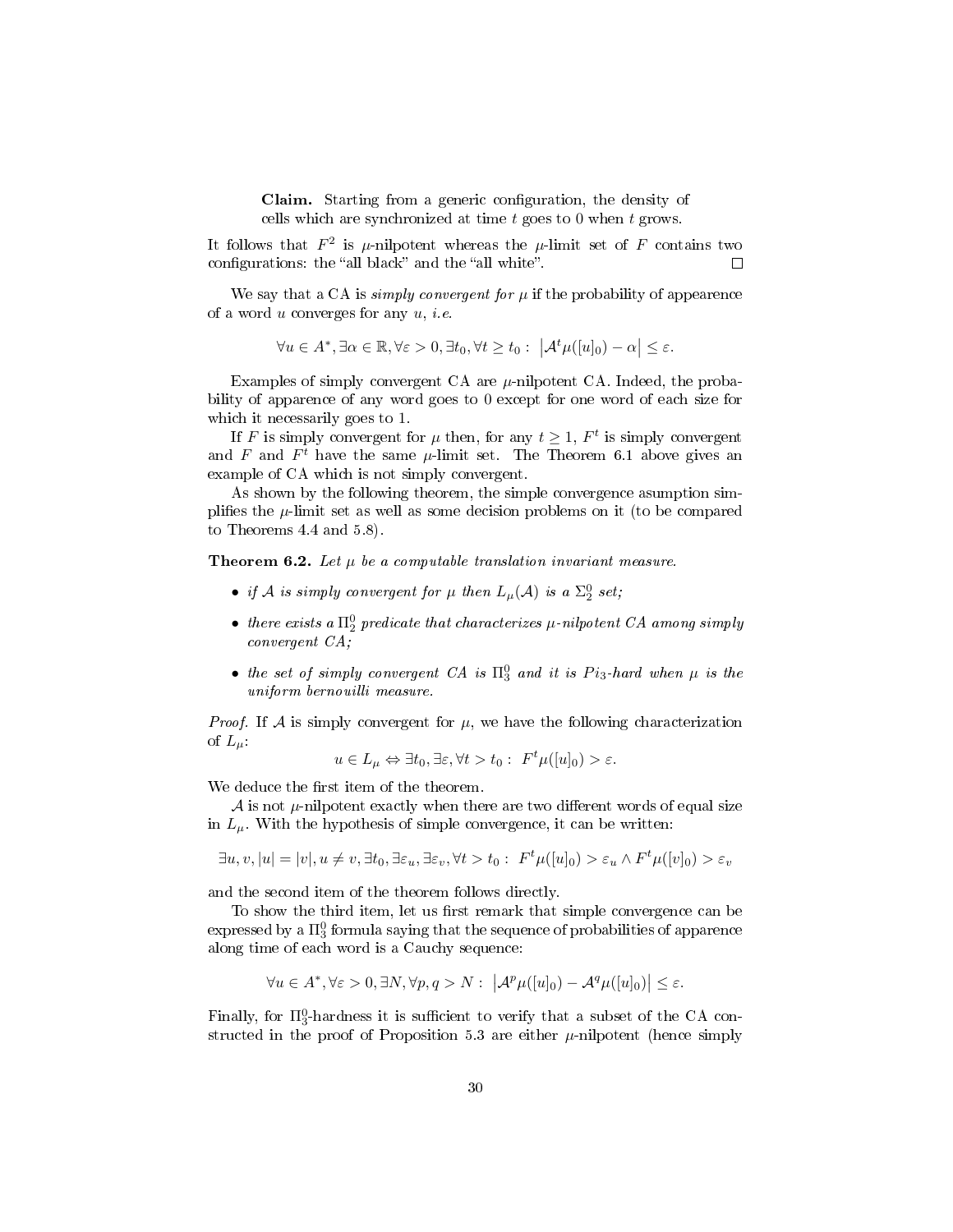> **Claim.** Starting from a generic configuration, the density of cells which are synchronized at time $t$ goes to 0 when $t$ grows.

It follows that $F^2$ is $\mu$-nilpotent whereas the $\mu$-limit set of $F$ contains two configurations: the "all black" and the "all white". □

We say that a CA is *simply convergent for $\mu$* if the probability of appearence of a word $u$ converges for any $u$, *i.e.*

$$\forall u \in A^*, \exists \alpha \in \mathbb{R}, \forall \varepsilon > 0, \exists t_0, \forall t \geq t_0 : \left|\mathcal{A}^t\mu([u]_0) - \alpha\right| \leq \varepsilon.$$

Examples of simply convergent CA are $\mu$-nilpotent CA. Indeed, the probability of apparence of any word goes to 0 except for one word of each size for which it necessarily goes to 1.

If $F$ is simply convergent for $\mu$ then, for any $t \geq 1$, $F^t$ is simply convergent and $F$ and $F^t$ have the same $\mu$-limit set. The Theorem 6.1 above gives an example of CA which is not simply convergent.

As shown by the following theorem, the simple convergence asumption simplifies the $\mu$-limit set as well as some decision problems on it (to be compared to Theorems 4.4 and 5.8).

**Theorem 6.2.** *Let $\mu$ be a computable translation invariant measure.*

- *if $\mathcal{A}$ is simply convergent for $\mu$ then $L_\mu(\mathcal{A})$ is a $\Sigma^0_2$ set;*
- *there exists a $\Pi^0_2$ predicate that characterizes $\mu$-nilpotent CA among simply convergent CA;*
- *the set of simply convergent CA is $\Pi^0_3$ and it is $Pi_3$-hard when $\mu$ is the uniform bernouilli measure.*

*Proof.* If $\mathcal{A}$ is simply convergent for $\mu$, we have the following characterization of $L_\mu$:

$$u \in L_\mu \Leftrightarrow \exists t_0, \exists \varepsilon, \forall t > t_0 : \; F^t\mu([u]_0) > \varepsilon.$$

We deduce the first item of the theorem.

$\mathcal{A}$ is not $\mu$-nilpotent exactly when there are two different words of equal size in $L_\mu$. With the hypothesis of simple convergence, it can be written:

$$\exists u, v, |u| = |v|, u \neq v, \exists t_0, \exists \varepsilon_u, \exists \varepsilon_v, \forall t > t_0 : \; F^t\mu([u]_0) > \varepsilon_u \wedge F^t\mu([v]_0) > \varepsilon_v$$

and the second item of the theorem follows directly.

To show the third item, let us first remark that simple convergence can be expressed by a $\Pi^0_3$ formula saying that the sequence of probabilities of apparence along time of each word is a Cauchy sequence:

$$\forall u \in A^*, \forall \varepsilon > 0, \exists N, \forall p, q > N : \; \left|\mathcal{A}^p\mu([u]_0) - \mathcal{A}^q\mu([u]_0)\right| \leq \varepsilon.$$

Finally, for $\Pi^0_3$-hardness it is sufficient to verify that a subset of the CA constructed in the proof of Proposition 5.3 are either $\mu$-nilpotent (hence simply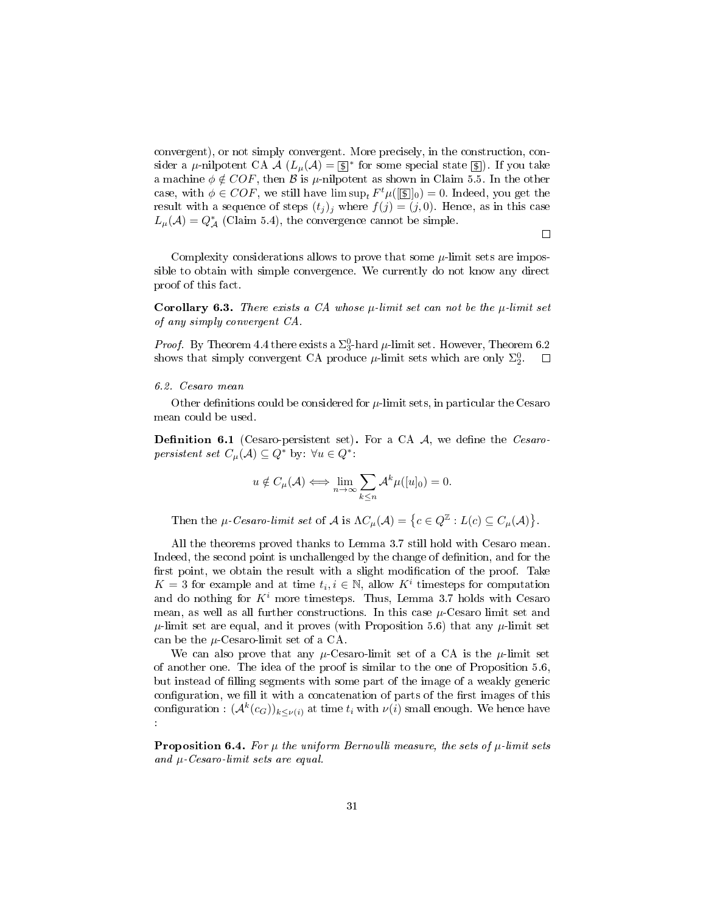convergent), or not simply convergent. More precisely, in the construction, consider a $\mu$-nilpotent CA $\mathcal{A}$ ($L_\mu(\mathcal{A}) = \boxed{\$}^*$ for some special state $\boxed{\$}$). If you take a machine $\phi \notin COF$, then $\mathcal{B}$ is $\mu$-nilpotent as shown in Claim 5.5. In the other case, with $\phi \in COF$, we still have $\limsup_t F^t\mu([\boxed{\$}]_0) = 0$. Indeed, you get the result with a sequence of steps $(t_j)_j$ where $f(j) = (j, 0)$. Hence, as in this case $L_\mu(\mathcal{A}) = Q_\mathcal{A}^*$ (Claim 5.4), the convergence cannot be simple.

□

Complexity considerations allows to prove that some $\mu$-limit sets are impossible to obtain with simple convergence. We currently do not know any direct proof of this fact.

**Corollary 6.3.** *There exists a CA whose $\mu$-limit set can not be the $\mu$-limit set of any simply convergent CA.*

*Proof.* By Theorem 4.4 there exists a $\Sigma_3^0$-hard $\mu$-limit set. However, Theorem 6.2 shows that simply convergent CA produce $\mu$-limit sets which are only $\Sigma_2^0$. □

*6.2. Cesaro mean*

Other definitions could be considered for $\mu$-limit sets, in particular the Cesaro mean could be used.

**Definition 6.1** (Cesaro-persistent set)**.** For a CA $\mathcal{A}$, we define the *Cesaro-persistent set* $C_\mu(\mathcal{A}) \subseteq Q^*$ by: $\forall u \in Q^*$:

$$u \notin C_\mu(\mathcal{A}) \iff \lim_{n\to\infty} \sum_{k \leq n} \mathcal{A}^k\mu([u]_0) = 0.$$

Then the *$\mu$-Cesaro-limit set* of $\mathcal{A}$ is $\Lambda C_\mu(\mathcal{A}) = \left\{c \in Q^\mathbb{Z} : L(c) \subseteq C_\mu(\mathcal{A})\right\}$.

All the theorems proved thanks to Lemma 3.7 still hold with Cesaro mean. Indeed, the second point is unchallenged by the change of definition, and for the first point, we obtain the result with a slight modification of the proof. Take $K = 3$ for example and at time $t_i, i \in \mathbb{N}$, allow $K^i$ timesteps for computation and do nothing for $K^i$ more timesteps. Thus, Lemma 3.7 holds with Cesaro mean, as well as all further constructions. In this case $\mu$-Cesaro limit set and $\mu$-limit set are equal, and it proves (with Proposition 5.6) that any $\mu$-limit set can be the $\mu$-Cesaro-limit set of a CA.

We can also prove that any $\mu$-Cesaro-limit set of a CA is the $\mu$-limit set of another one. The idea of the proof is similar to the one of Proposition 5.6, but instead of filling segments with some part of the image of a weakly generic configuration, we fill it with a concatenation of parts of the first images of this configuration : $(\mathcal{A}^k(c_G))_{k \leq \nu(i)}$ at time $t_i$ with $\nu(i)$ small enough. We hence have :

**Proposition 6.4.** *For $\mu$ the uniform Bernoulli measure, the sets of $\mu$-limit sets and $\mu$-Cesaro-limit sets are equal.*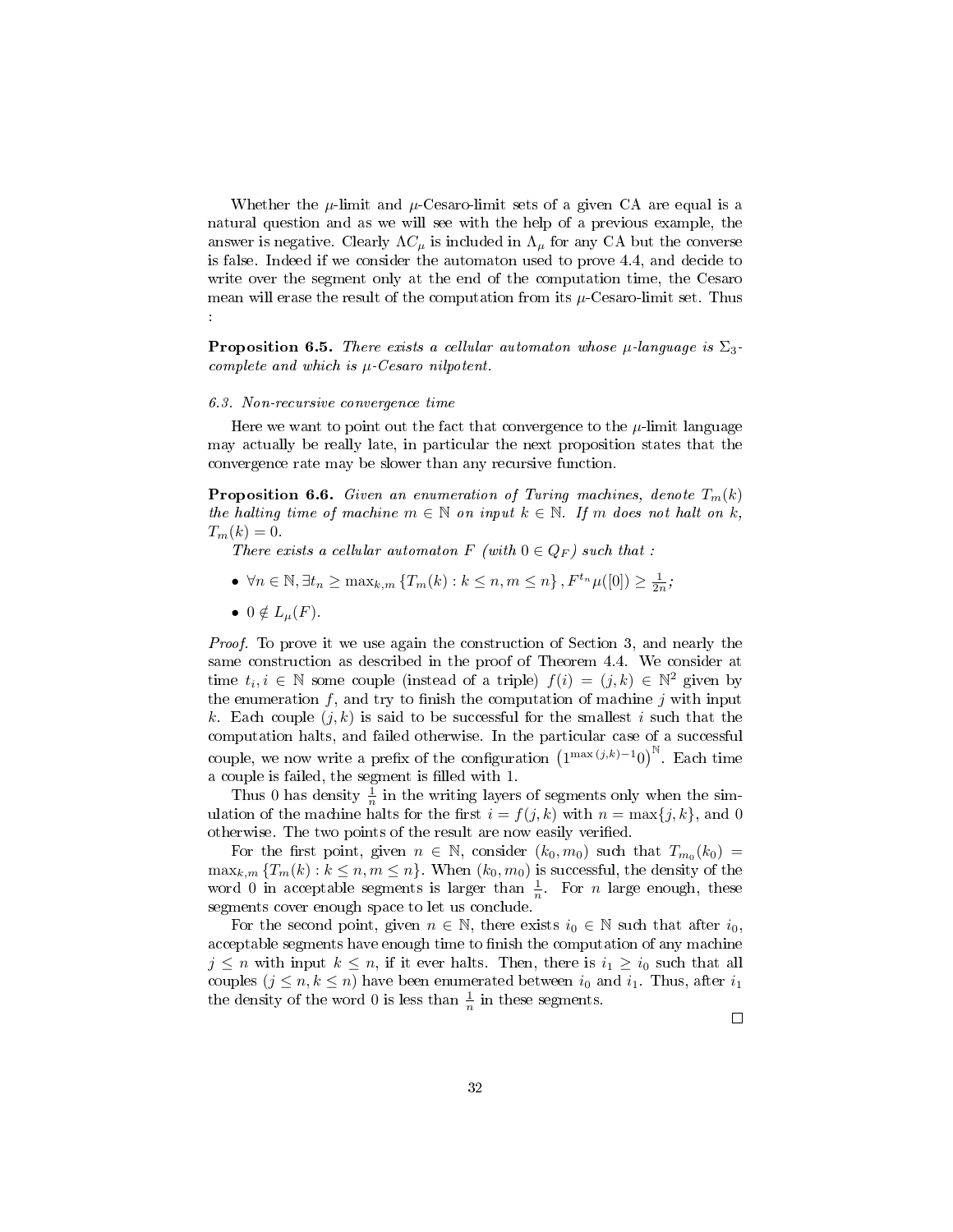Whether the $\mu$-limit and $\mu$-Cesaro-limit sets of a given CA are equal is a natural question and as we will see with the help of a previous example, the answer is negative. Clearly $\Lambda C_\mu$ is included in $\Lambda_\mu$ for any CA but the converse is false. Indeed if we consider the automaton used to prove 4.4, and decide to write over the segment only at the end of the computation time, the Cesaro mean will erase the result of the computation from its $\mu$-Cesaro-limit set. Thus :

**Proposition 6.5.** *There exists a cellular automaton whose $\mu$-language is $\Sigma_3$-complete and which is $\mu$-Cesaro nilpotent.*

*6.3. Non-recursive convergence time*

Here we want to point out the fact that convergence to the $\mu$-limit language may actually be really late, in particular the next proposition states that the convergence rate may be slower than any recursive function.

**Proposition 6.6.** *Given an enumeration of Turing machines, denote $T_m(k)$ the halting time of machine $m \in \mathbb{N}$ on input $k \in \mathbb{N}$. If $m$ does not halt on $k$, $T_m(k) = 0$.*

*There exists a cellular automaton $F$ (with $0 \in Q_F$) such that :*

- $\forall n \in \mathbb{N}, \exists t_n \geq \max_{k,m} \{T_m(k) : k \leq n, m \leq n\}, F^{t_n}\mu([0]) \geq \frac{1}{2n}$;
- $0 \notin L_\mu(F)$.

*Proof.* To prove it we use again the construction of Section 3, and nearly the same construction as described in the proof of Theorem 4.4. We consider at time $t_i, i \in \mathbb{N}$ some couple (instead of a triple) $f(i) = (j,k) \in \mathbb{N}^2$ given by the enumeration $f$, and try to finish the computation of machine $j$ with input $k$. Each couple $(j,k)$ is said to be successful for the smallest $i$ such that the computation halts, and failed otherwise. In the particular case of a successful couple, we now write a prefix of the configuration $\left(1^{\max(j,k)-1}0\right)^{\mathbb{N}}$. Each time a couple is failed, the segment is filled with 1.

Thus 0 has density $\frac{1}{n}$ in the writing layers of segments only when the simulation of the machine halts for the first $i = f(j,k)$ with $n = \max\{j,k\}$, and 0 otherwise. The two points of the result are now easily verified.

For the first point, given $n \in \mathbb{N}$, consider $(k_0, m_0)$ such that $T_{m_0}(k_0) = \max_{k,m} \{T_m(k) : k \leq n, m \leq n\}$. When $(k_0, m_0)$ is successful, the density of the word 0 in acceptable segments is larger than $\frac{1}{n}$. For $n$ large enough, these segments cover enough space to let us conclude.

For the second point, given $n \in \mathbb{N}$, there exists $i_0 \in \mathbb{N}$ such that after $i_0$, acceptable segments have enough time to finish the computation of any machine $j \leq n$ with input $k \leq n$, if it ever halts. Then, there is $i_1 \geq i_0$ such that all couples $(j \leq n, k \leq n)$ have been enumerated between $i_0$ and $i_1$. Thus, after $i_1$ the density of the word 0 is less than $\frac{1}{n}$ in these segments.

$\square$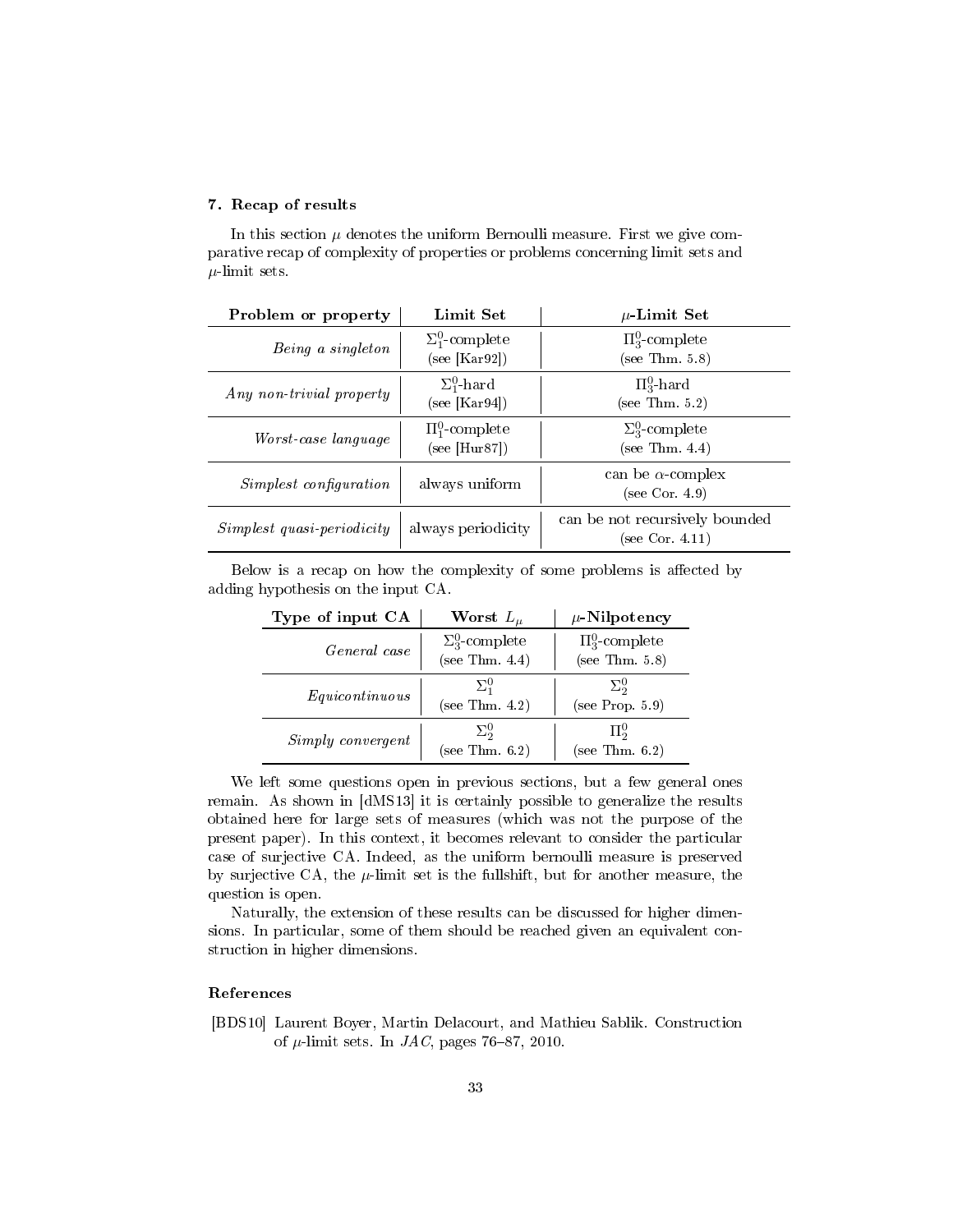## 7. Recap of results

In this section $\mu$ denotes the uniform Bernoulli measure. First we give comparative recap of complexity of properties or problems concerning limit sets and $\mu$-limit sets.

| **Problem or property** | **Limit Set** | **$\mu$-Limit Set** |
|---|---|---|
| *Being a singleton* | $\Sigma_1^0$-complete (see [Kar92]) | $\Pi_3^0$-complete (see Thm. 5.8) |
| *Any non-trivial property* | $\Sigma_1^0$-hard (see [Kar94]) | $\Pi_3^0$-hard (see Thm. 5.2) |
| *Worst-case language* | $\Pi_1^0$-complete (see [Hur87]) | $\Sigma_3^0$-complete (see Thm. 4.4) |
| *Simplest configuration* | always uniform | can be $\alpha$-complex (see Cor. 4.9) |
| *Simplest quasi-periodicity* | always periodicity | can be not recursively bounded (see Cor. 4.11) |

Below is a recap on how the complexity of some problems is affected by adding hypothesis on the input CA.

| **Type of input CA** | **Worst $L_\mu$** | **$\mu$-Nilpotency** |
|---|---|---|
| *General case* | $\Sigma_3^0$-complete (see Thm. 4.4) | $\Pi_3^0$-complete (see Thm. 5.8) |
| *Equicontinuous* | $\Sigma_1^0$ (see Thm. 4.2) | $\Sigma_2^0$ (see Prop. 5.9) |
| *Simply convergent* | $\Sigma_2^0$ (see Thm. 6.2) | $\Pi_2^0$ (see Thm. 6.2) |

We left some questions open in previous sections, but a few general ones remain. As shown in [dMS13] it is certainly possible to generalize the results obtained here for large sets of measures (which was not the purpose of the present paper). In this context, it becomes relevant to consider the particular case of surjective CA. Indeed, as the uniform bernoulli measure is preserved by surjective CA, the $\mu$-limit set is the fullshift, but for another measure, the question is open.

Naturally, the extension of these results can be discussed for higher dimensions. In particular, some of them should be reached given an equivalent construction in higher dimensions.

## References

[BDS10] Laurent Boyer, Martin Delacourt, and Mathieu Sablik. Construction of $\mu$-limit sets. In *JAC*, pages 76–87, 2010.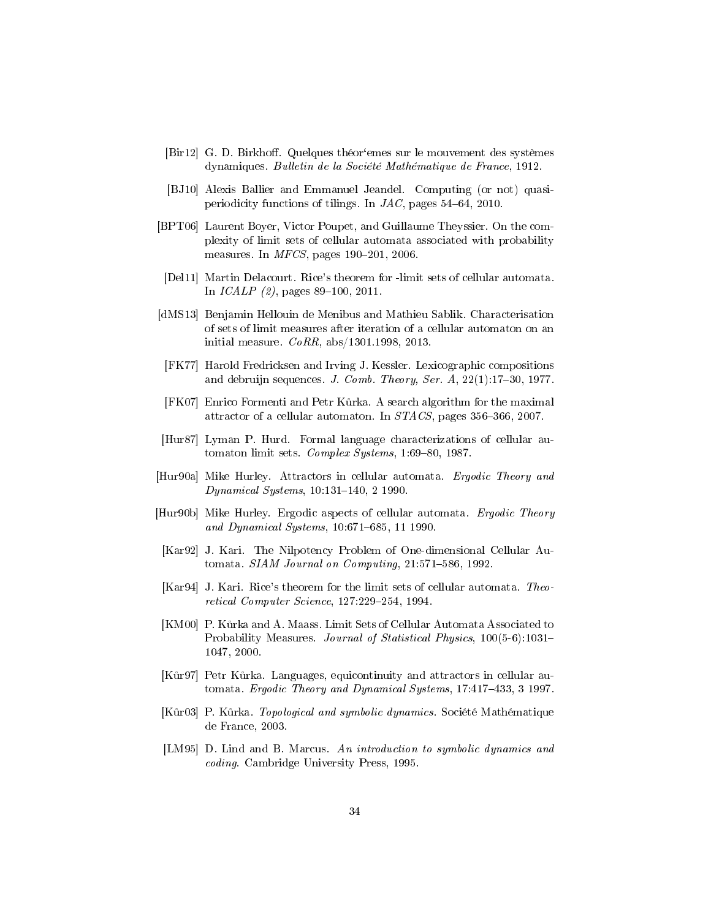[Bir12] G. D. Birkhoff. Quelques théor'emes sur le mouvement des systèmes dynamiques. *Bulletin de la Société Mathématique de France*, 1912.

[BJ10] Alexis Ballier and Emmanuel Jeandel. Computing (or not) quasi-periodicity functions of tilings. In *JAC*, pages 54–64, 2010.

[BPT06] Laurent Boyer, Victor Poupet, and Guillaume Theyssier. On the complexity of limit sets of cellular automata associated with probability measures. In *MFCS*, pages 190–201, 2006.

[Del11] Martin Delacourt. Rice's theorem for -limit sets of cellular automata. In *ICALP (2)*, pages 89–100, 2011.

[dMS13] Benjamin Hellouin de Menibus and Mathieu Sablik. Characterisation of sets of limit measures after iteration of a cellular automaton on an initial measure. *CoRR*, abs/1301.1998, 2013.

[FK77] Harold Fredricksen and Irving J. Kessler. Lexicographic compositions and debruijn sequences. *J. Comb. Theory, Ser. A*, 22(1):17–30, 1977.

[FK07] Enrico Formenti and Petr Kůrka. A search algorithm for the maximal attractor of a cellular automaton. In *STACS*, pages 356–366, 2007.

[Hur87] Lyman P. Hurd. Formal language characterizations of cellular automaton limit sets. *Complex Systems*, 1:69–80, 1987.

[Hur90a] Mike Hurley. Attractors in cellular automata. *Ergodic Theory and Dynamical Systems*, 10:131–140, 2 1990.

[Hur90b] Mike Hurley. Ergodic aspects of cellular automata. *Ergodic Theory and Dynamical Systems*, 10:671–685, 11 1990.

[Kar92] J. Kari. The Nilpotency Problem of One-dimensional Cellular Automata. *SIAM Journal on Computing*, 21:571–586, 1992.

[Kar94] J. Kari. Rice's theorem for the limit sets of cellular automata. *Theoretical Computer Science*, 127:229–254, 1994.

[KM00] P. Kůrka and A. Maass. Limit Sets of Cellular Automata Associated to Probability Measures. *Journal of Statistical Physics*, 100(5-6):1031–1047, 2000.

[Kůr97] Petr Kůrka. Languages, equicontinuity and attractors in cellular automata. *Ergodic Theory and Dynamical Systems*, 17:417–433, 3 1997.

[Kůr03] P. Kůrka. *Topological and symbolic dynamics*. Société Mathématique de France, 2003.

[LM95] D. Lind and B. Marcus. *An introduction to symbolic dynamics and coding*. Cambridge University Press, 1995.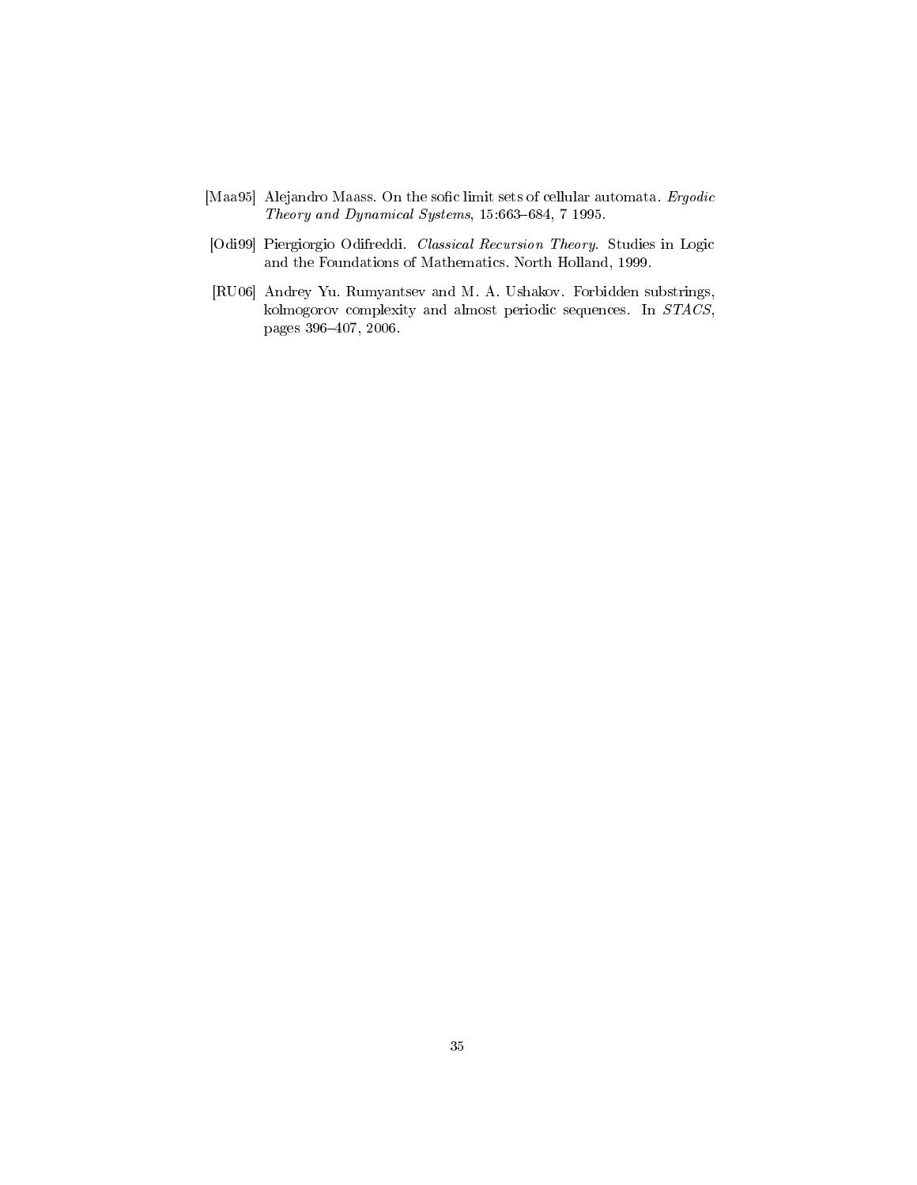[Maa95] Alejandro Maass. On the sofic limit sets of cellular automata. *Ergodic Theory and Dynamical Systems*, 15:663–684, 7 1995.

[Odi99] Piergiorgio Odifreddi. *Classical Recursion Theory*. Studies in Logic and the Foundations of Mathematics. North Holland, 1999.

[RU06] Andrey Yu. Rumyantsev and M. A. Ushakov. Forbidden substrings, kolmogorov complexity and almost periodic sequences. In *STACS*, pages 396–407, 2006.